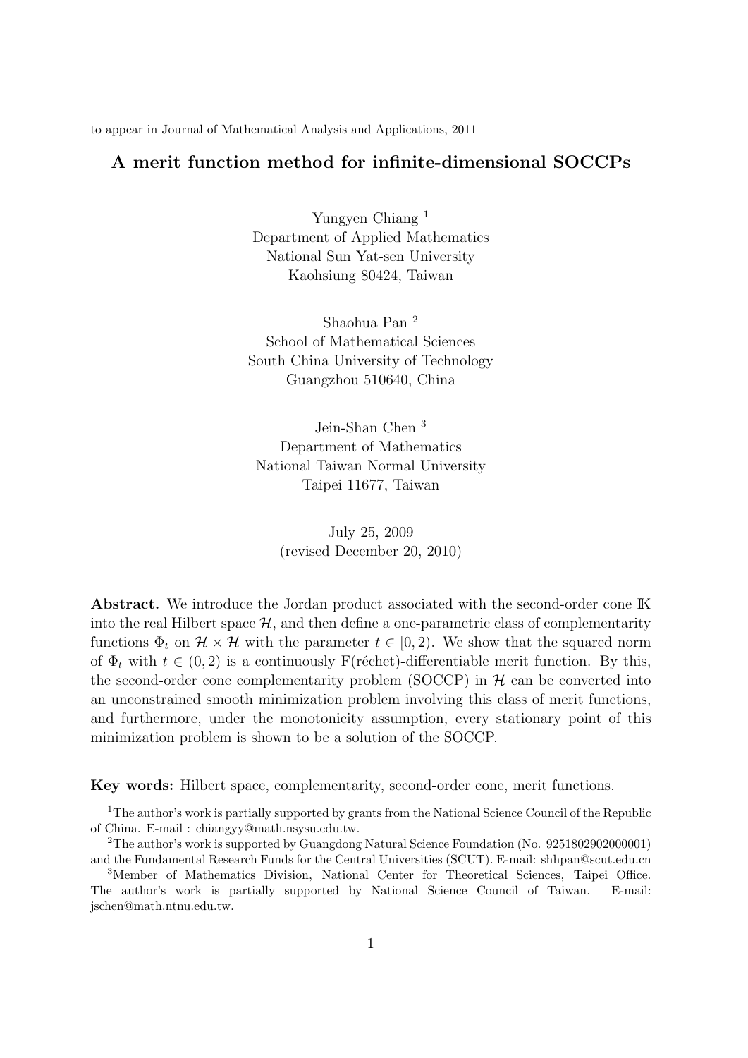to appear in Journal of Mathematical Analysis and Applications, 2011

# A merit function method for infinite-dimensional SOCCPs

Yungyen Chiang [1]
Department of Applied Mathematics
National Sun Yat-sen University
Kaohsiung 80424, Taiwan

Shaohua Pan [2]
School of Mathematical Sciences
South China University of Technology
Guangzhou 510640, China

Jein-Shan Chen [3]
Department of Mathematics
National Taiwan Normal University
Taipei 11677, Taiwan

July 25, 2009
(revised December 20, 2010)

**Abstract.** We introduce the Jordan product associated with the second-order cone $\mathbb{K}$ into the real Hilbert space $\mathcal{H}$, and then define a one-parametric class of complementarity functions $\Phi_t$ on $\mathcal{H} \times \mathcal{H}$ with the parameter $t \in [0, 2)$. We show that the squared norm of $\Phi_t$ with $t \in (0, 2)$ is a continuously F(réchet)-differentiable merit function. By this, the second-order cone complementarity problem (SOCCP) in $\mathcal{H}$ can be converted into an unconstrained smooth minimization problem involving this class of merit functions, and furthermore, under the monotonicity assumption, every stationary point of this minimization problem is shown to be a solution of the SOCCP.

**Key words:** Hilbert space, complementarity, second-order cone, merit functions.

---

[1] The author's work is partially supported by grants from the National Science Council of the Republic of China. E-mail : chiangyy@math.nsysu.edu.tw.

[2] The author's work is supported by Guangdong Natural Science Foundation (No. 9251802902000001) and the Fundamental Research Funds for the Central Universities (SCUT). E-mail: shhpan@scut.edu.cn

[3] Member of Mathematics Division, National Center for Theoretical Sciences, Taipei Office. The author's work is partially supported by National Science Council of Taiwan. E-mail: jschen@math.ntnu.edu.tw.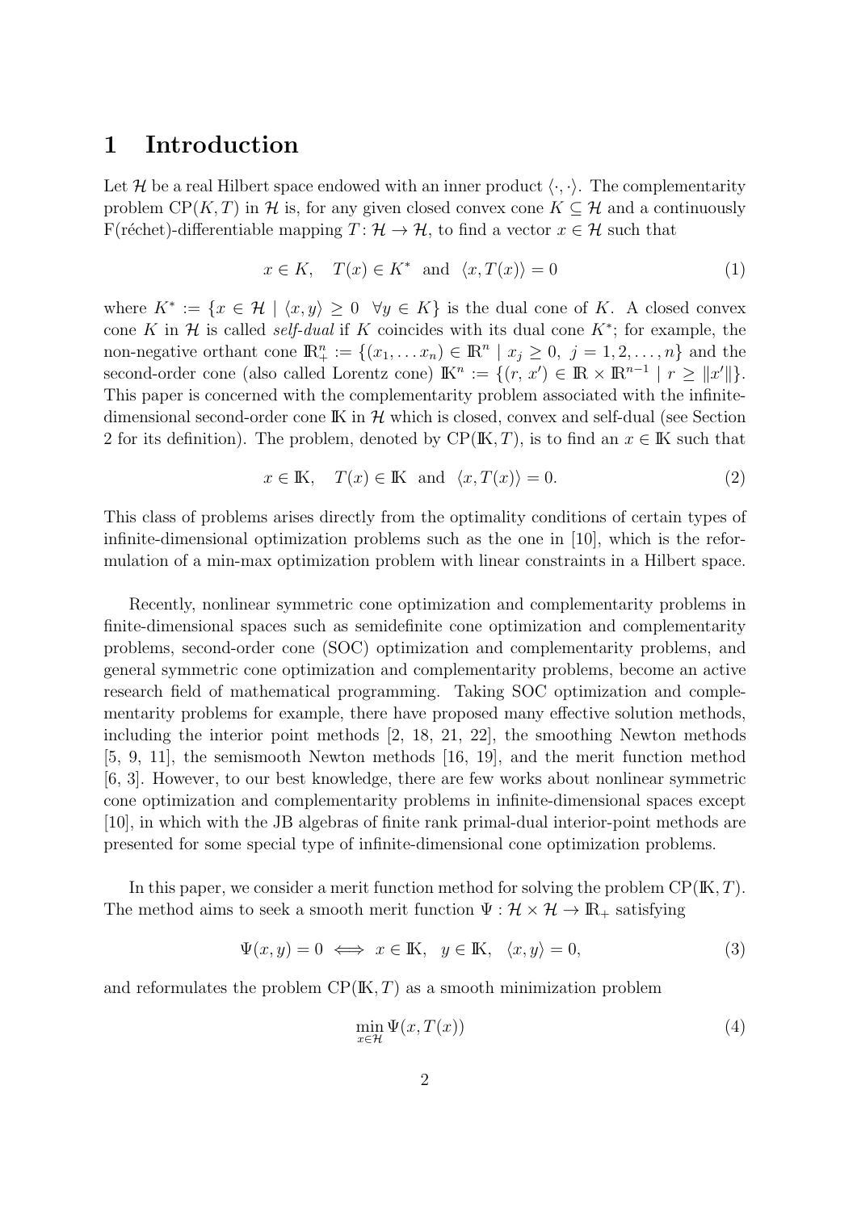# 1 Introduction

Let $\mathcal{H}$ be a real Hilbert space endowed with an inner product $\langle \cdot, \cdot \rangle$. The complementarity problem $\mathrm{CP}(K, T)$ in $\mathcal{H}$ is, for any given closed convex cone $K \subseteq \mathcal{H}$ and a continuously F(réchet)-differentiable mapping $T\colon \mathcal{H} \to \mathcal{H}$, to find a vector $x \in \mathcal{H}$ such that

$$x \in K, \quad T(x) \in K^* \ \text{ and } \ \langle x, T(x) \rangle = 0 \tag{1}$$

where $K^* := \{x \in \mathcal{H} \mid \langle x, y \rangle \geq 0 \ \ \forall y \in K\}$ is the dual cone of $K$. A closed convex cone $K$ in $\mathcal{H}$ is called *self-dual* if $K$ coincides with its dual cone $K^*$; for example, the non-negative orthant cone $\mathbb{R}^n_+ := \{(x_1, \ldots x_n) \in \mathbb{R}^n \mid x_j \geq 0, \ j = 1, 2, \ldots, n\}$ and the second-order cone (also called Lorentz cone) $\mathbb{K}^n := \{(r, x') \in \mathbb{R} \times \mathbb{R}^{n-1} \mid r \geq \|x'\|\}$. This paper is concerned with the complementarity problem associated with the infinite-dimensional second-order cone $\mathbb{K}$ in $\mathcal{H}$ which is closed, convex and self-dual (see Section 2 for its definition). The problem, denoted by $\mathrm{CP}(\mathbb{K}, T)$, is to find an $x \in \mathbb{K}$ such that

$$x \in \mathbb{K}, \quad T(x) \in \mathbb{K} \ \text{ and } \ \langle x, T(x) \rangle = 0. \tag{2}$$

This class of problems arises directly from the optimality conditions of certain types of infinite-dimensional optimization problems such as the one in [10], which is the reformulation of a min-max optimization problem with linear constraints in a Hilbert space.

Recently, nonlinear symmetric cone optimization and complementarity problems in finite-dimensional spaces such as semidefinite cone optimization and complementarity problems, second-order cone (SOC) optimization and complementarity problems, and general symmetric cone optimization and complementarity problems, become an active research field of mathematical programming. Taking SOC optimization and complementarity problems for example, there have proposed many effective solution methods, including the interior point methods [2, 18, 21, 22], the smoothing Newton methods [5, 9, 11], the semismooth Newton methods [16, 19], and the merit function method [6, 3]. However, to our best knowledge, there are few works about nonlinear symmetric cone optimization and complementarity problems in infinite-dimensional spaces except [10], in which with the JB algebras of finite rank primal-dual interior-point methods are presented for some special type of infinite-dimensional cone optimization problems.

In this paper, we consider a merit function method for solving the problem $\mathrm{CP}(\mathbb{K}, T)$. The method aims to seek a smooth merit function $\Psi : \mathcal{H} \times \mathcal{H} \to \mathbb{R}_+$ satisfying

$$\Psi(x, y) = 0 \iff x \in \mathbb{K}, \quad y \in \mathbb{K}, \quad \langle x, y \rangle = 0, \tag{3}$$

and reformulates the problem $\mathrm{CP}(\mathbb{K}, T)$ as a smooth minimization problem

$$\min_{x \in \mathcal{H}} \Psi(x, T(x)) \tag{4}$$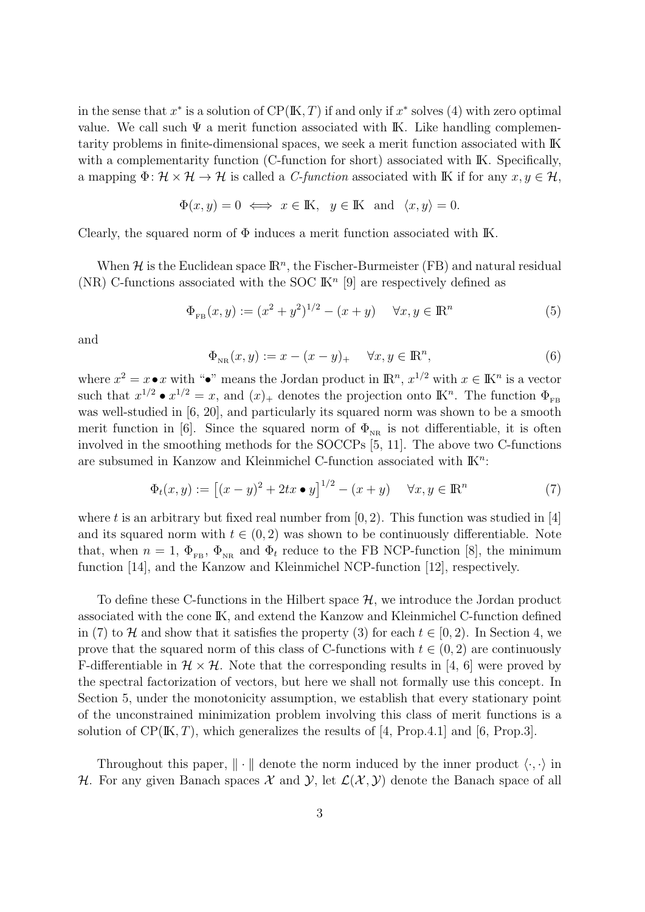in the sense that $x^*$ is a solution of $\mathrm{CP}(\mathbb{K}, T)$ if and only if $x^*$ solves (4) with zero optimal value. We call such $\Psi$ a merit function associated with $\mathbb{K}$. Like handling complementarity problems in finite-dimensional spaces, we seek a merit function associated with $\mathbb{K}$ with a complementarity function (C-function for short) associated with $\mathbb{K}$. Specifically, a mapping $\Phi\colon \mathcal{H} \times \mathcal{H} \to \mathcal{H}$ is called a *C-function* associated with $\mathbb{K}$ if for any $x, y \in \mathcal{H}$,

$$\Phi(x, y) = 0 \iff x \in \mathbb{K}, \quad y \in \mathbb{K} \quad \text{and} \quad \langle x, y\rangle = 0.$$

Clearly, the squared norm of $\Phi$ induces a merit function associated with $\mathbb{K}$.

When $\mathcal{H}$ is the Euclidean space $\mathbb{R}^n$, the Fischer-Burmeister (FB) and natural residual (NR) C-functions associated with the SOC $\mathbb{K}^n$ [9] are respectively defined as

$$\Phi_{\rm FB}(x, y) := (x^2 + y^2)^{1/2} - (x + y) \quad \forall x, y \in \mathbb{R}^n \tag{5}$$

and

$$\Phi_{\rm NR}(x, y) := x - (x - y)_+ \quad \forall x, y \in \mathbb{R}^n, \tag{6}$$

where $x^2 = x \bullet x$ with "$\bullet$" means the Jordan product in $\mathbb{R}^n$, $x^{1/2}$ with $x \in \mathbb{K}^n$ is a vector such that $x^{1/2} \bullet x^{1/2} = x$, and $(x)_+$ denotes the projection onto $\mathbb{K}^n$. The function $\Phi_{\rm FB}$ was well-studied in [6, 20], and particularly its squared norm was shown to be a smooth merit function in [6]. Since the squared norm of $\Phi_{\rm NR}$ is not differentiable, it is often involved in the smoothing methods for the SOCCPs [5, 11]. The above two C-functions are subsumed in Kanzow and Kleinmichel C-function associated with $\mathbb{K}^n$:

$$\Phi_t(x, y) := \left[(x - y)^2 + 2tx \bullet y\right]^{1/2} - (x + y) \quad \forall x, y \in \mathbb{R}^n \tag{7}$$

where $t$ is an arbitrary but fixed real number from $[0, 2)$. This function was studied in [4] and its squared norm with $t \in (0, 2)$ was shown to be continuously differentiable. Note that, when $n = 1$, $\Phi_{\rm FB}$, $\Phi_{\rm NR}$ and $\Phi_t$ reduce to the FB NCP-function [8], the minimum function [14], and the Kanzow and Kleinmichel NCP-function [12], respectively.

To define these C-functions in the Hilbert space $\mathcal{H}$, we introduce the Jordan product associated with the cone $\mathbb{K}$, and extend the Kanzow and Kleinmichel C-function defined in (7) to $\mathcal{H}$ and show that it satisfies the property (3) for each $t \in [0, 2)$. In Section 4, we prove that the squared norm of this class of C-functions with $t \in (0, 2)$ are continuously F-differentiable in $\mathcal{H} \times \mathcal{H}$. Note that the corresponding results in [4, 6] were proved by the spectral factorization of vectors, but here we shall not formally use this concept. In Section 5, under the monotonicity assumption, we establish that every stationary point of the unconstrained minimization problem involving this class of merit functions is a solution of $\mathrm{CP}(\mathbb{K}, T)$, which generalizes the results of [4, Prop.4.1] and [6, Prop.3].

Throughout this paper, $\|\cdot\|$ denote the norm induced by the inner product $\langle\cdot,\cdot\rangle$ in $\mathcal{H}$. For any given Banach spaces $\mathcal{X}$ and $\mathcal{Y}$, let $\mathcal{L}(\mathcal{X}, \mathcal{Y})$ denote the Banach space of all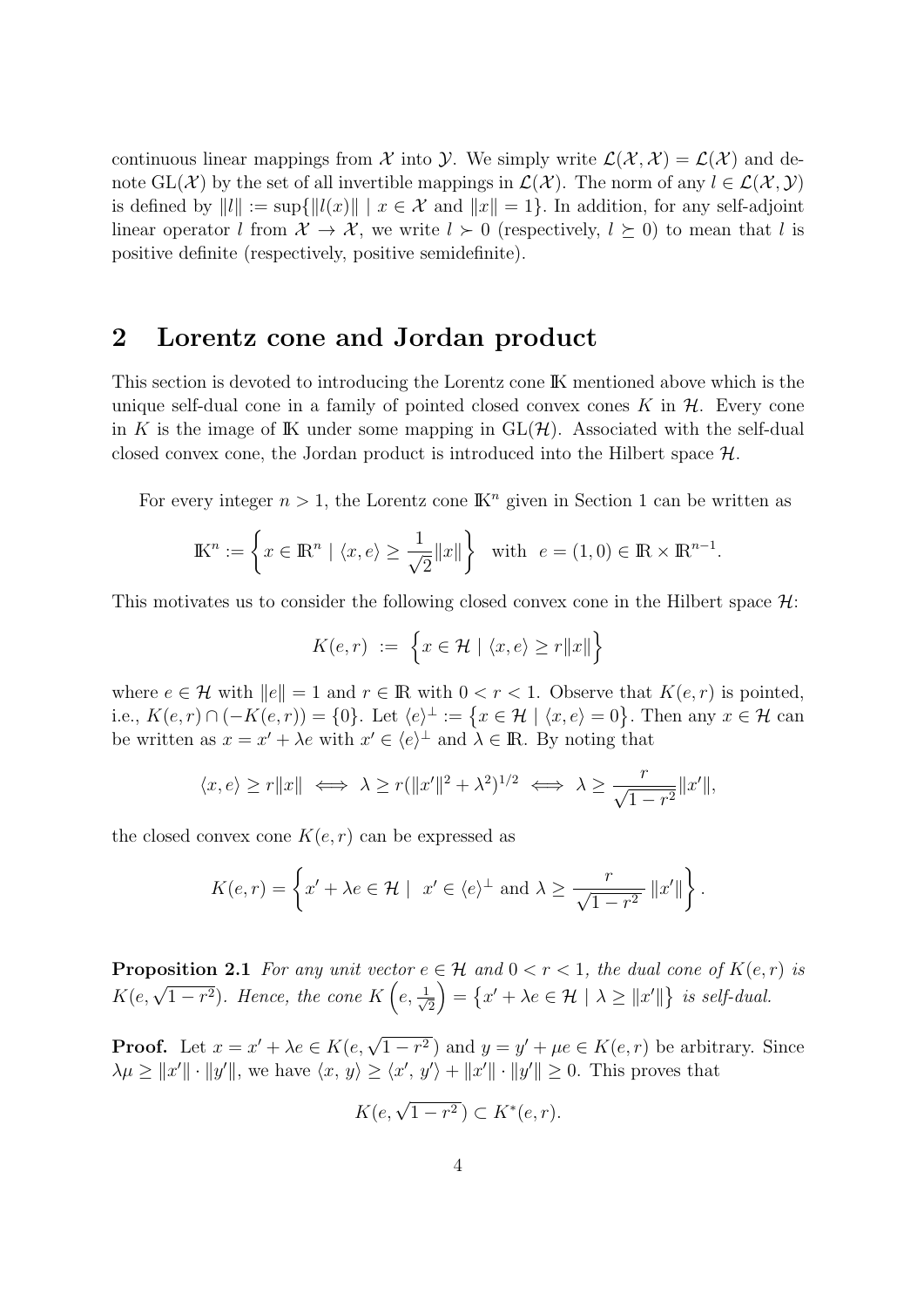continuous linear mappings from $\mathcal{X}$ into $\mathcal{Y}$. We simply write $\mathcal{L}(\mathcal{X}, \mathcal{X}) = \mathcal{L}(\mathcal{X})$ and denote $\mathrm{GL}(\mathcal{X})$ by the set of all invertible mappings in $\mathcal{L}(\mathcal{X})$. The norm of any $l \in \mathcal{L}(\mathcal{X}, \mathcal{Y})$ is defined by $\|l\| := \sup\{\|l(x)\| \mid x \in \mathcal{X} \text{ and } \|x\| = 1\}$. In addition, for any self-adjoint linear operator $l$ from $\mathcal{X} \to \mathcal{X}$, we write $l \succ 0$ (respectively, $l \succeq 0$) to mean that $l$ is positive definite (respectively, positive semidefinite).

## 2 Lorentz cone and Jordan product

This section is devoted to introducing the Lorentz cone $\mathbb{K}$ mentioned above which is the unique self-dual cone in a family of pointed closed convex cones $K$ in $\mathcal{H}$. Every cone in $K$ is the image of $\mathbb{K}$ under some mapping in $\mathrm{GL}(\mathcal{H})$. Associated with the self-dual closed convex cone, the Jordan product is introduced into the Hilbert space $\mathcal{H}$.

For every integer $n > 1$, the Lorentz cone $\mathbb{K}^n$ given in Section 1 can be written as

$$\mathbb{K}^n := \left\{ x \in \mathbb{R}^n \mid \langle x, e \rangle \geq \frac{1}{\sqrt{2}} \|x\| \right\} \quad \text{with} \quad e = (1, 0) \in \mathbb{R} \times \mathbb{R}^{n-1}.$$

This motivates us to consider the following closed convex cone in the Hilbert space $\mathcal{H}$:

$$K(e, r) := \left\{ x \in \mathcal{H} \mid \langle x, e \rangle \geq r\|x\| \right\}$$

where $e \in \mathcal{H}$ with $\|e\| = 1$ and $r \in \mathbb{R}$ with $0 < r < 1$. Observe that $K(e, r)$ is pointed, i.e., $K(e, r) \cap (-K(e, r)) = \{0\}$. Let $\langle e \rangle^\perp := \{x \in \mathcal{H} \mid \langle x, e \rangle = 0\}$. Then any $x \in \mathcal{H}$ can be written as $x = x' + \lambda e$ with $x' \in \langle e \rangle^\perp$ and $\lambda \in \mathbb{R}$. By noting that

$$\langle x, e \rangle \geq r\|x\| \iff \lambda \geq r(\|x'\|^2 + \lambda^2)^{1/2} \iff \lambda \geq \frac{r}{\sqrt{1 - r^2}} \|x'\|,$$

the closed convex cone $K(e, r)$ can be expressed as

$$K(e, r) = \left\{ x' + \lambda e \in \mathcal{H} \mid \ x' \in \langle e \rangle^\perp \text{ and } \lambda \geq \frac{r}{\sqrt{1 - r^2}} \|x'\| \right\}.$$

**Proposition 2.1** *For any unit vector $e \in \mathcal{H}$ and $0 < r < 1$, the dual cone of $K(e, r)$ is $K(e, \sqrt{1 - r^2})$. Hence, the cone $K\left(e, \frac{1}{\sqrt{2}}\right) = \{x' + \lambda e \in \mathcal{H} \mid \lambda \geq \|x'\|\}$ is self-dual.*

**Proof.** Let $x = x' + \lambda e \in K(e, \sqrt{1 - r^2})$ and $y = y' + \mu e \in K(e, r)$ be arbitrary. Since $\lambda\mu \geq \|x'\| \cdot \|y'\|$, we have $\langle x, y \rangle \geq \langle x', y' \rangle + \|x'\| \cdot \|y'\| \geq 0$. This proves that

$$K(e, \sqrt{1 - r^2}) \subset K^*(e, r).$$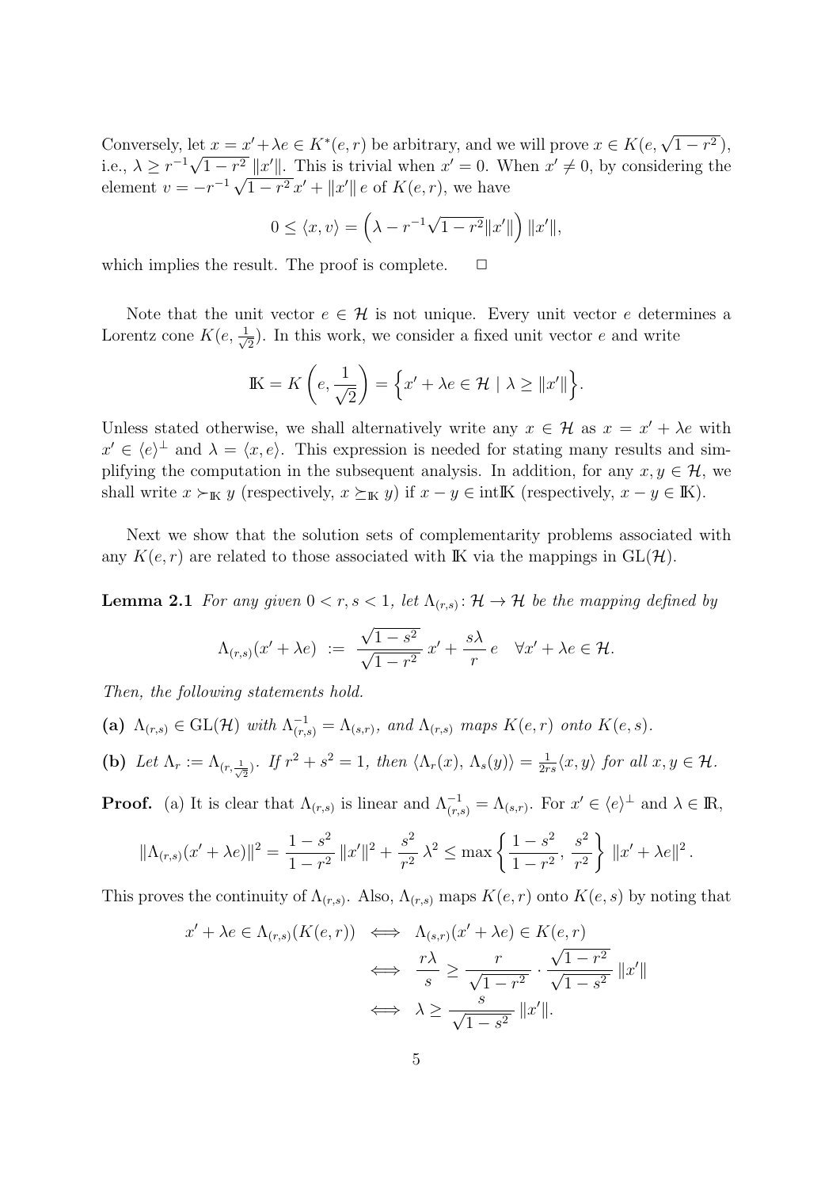Conversely, let $x = x' + \lambda e \in K^*(e,r)$ be arbitrary, and we will prove $x \in K(e, \sqrt{1-r^2})$, i.e., $\lambda \geq r^{-1}\sqrt{1-r^2}\,\|x'\|$. This is trivial when $x' = 0$. When $x' \neq 0$, by considering the element $v = -r^{-1}\sqrt{1-r^2}\,x' + \|x'\|\,e$ of $K(e,r)$, we have

$$0 \leq \langle x, v\rangle = \left(\lambda - r^{-1}\sqrt{1-r^2}\|x'\|\right)\|x'\|,$$

which implies the result. The proof is complete. $\quad\square$

Note that the unit vector $e \in \mathcal{H}$ is not unique. Every unit vector $e$ determines a Lorentz cone $K(e, \frac{1}{\sqrt{2}})$. In this work, we consider a fixed unit vector $e$ and write

$$\mathbb{K} = K\left(e, \frac{1}{\sqrt{2}}\right) = \Big\{x' + \lambda e \in \mathcal{H} \mid \lambda \geq \|x'\|\Big\}.$$

Unless stated otherwise, we shall alternatively write any $x \in \mathcal{H}$ as $x = x' + \lambda e$ with $x' \in \langle e\rangle^{\perp}$ and $\lambda = \langle x, e\rangle$. This expression is needed for stating many results and simplifying the computation in the subsequent analysis. In addition, for any $x, y \in \mathcal{H}$, we shall write $x \succ_{\mathbb{K}} y$ (respectively, $x \succeq_{\mathbb{K}} y$) if $x - y \in \mathrm{int}\mathbb{K}$ (respectively, $x - y \in \mathbb{K}$).

Next we show that the solution sets of complementarity problems associated with any $K(e,r)$ are related to those associated with $\mathbb{K}$ via the mappings in $\mathrm{GL}(\mathcal{H})$.

**Lemma 2.1** *For any given $0 < r, s < 1$, let $\Lambda_{(r,s)} \colon \mathcal{H} \to \mathcal{H}$ be the mapping defined by*

$$\Lambda_{(r,s)}(x' + \lambda e) \;:=\; \frac{\sqrt{1-s^2}}{\sqrt{1-r^2}}\,x' + \frac{s\lambda}{r}\,e \quad \forall x' + \lambda e \in \mathcal{H}.$$

*Then, the following statements hold.*

**(a)** *$\Lambda_{(r,s)} \in \mathrm{GL}(\mathcal{H})$ with $\Lambda_{(r,s)}^{-1} = \Lambda_{(s,r)}$, and $\Lambda_{(r,s)}$ maps $K(e,r)$ onto $K(e,s)$.*

**(b)** *Let $\Lambda_r := \Lambda_{(r,\frac{1}{\sqrt{2}})}$. If $r^2 + s^2 = 1$, then $\langle \Lambda_r(x), \Lambda_s(y)\rangle = \frac{1}{2rs}\langle x, y\rangle$ for all $x, y \in \mathcal{H}$.*

**Proof.** (a) It is clear that $\Lambda_{(r,s)}$ is linear and $\Lambda_{(r,s)}^{-1} = \Lambda_{(s,r)}$. For $x' \in \langle e\rangle^{\perp}$ and $\lambda \in \mathbb{R}$,

$$\|\Lambda_{(r,s)}(x' + \lambda e)\|^2 = \frac{1-s^2}{1-r^2}\,\|x'\|^2 + \frac{s^2}{r^2}\,\lambda^2 \leq \max\left\{\frac{1-s^2}{1-r^2},\, \frac{s^2}{r^2}\right\}\,\|x' + \lambda e\|^2.$$

This proves the continuity of $\Lambda_{(r,s)}$. Also, $\Lambda_{(r,s)}$ maps $K(e,r)$ onto $K(e,s)$ by noting that

$$\begin{aligned}
x' + \lambda e \in \Lambda_{(r,s)}(K(e,r)) &\iff \Lambda_{(s,r)}(x' + \lambda e) \in K(e,r) \\
&\iff \frac{r\lambda}{s} \geq \frac{r}{\sqrt{1-r^2}} \cdot \frac{\sqrt{1-r^2}}{\sqrt{1-s^2}}\,\|x'\| \\
&\iff \lambda \geq \frac{s}{\sqrt{1-s^2}}\,\|x'\|.
\end{aligned}$$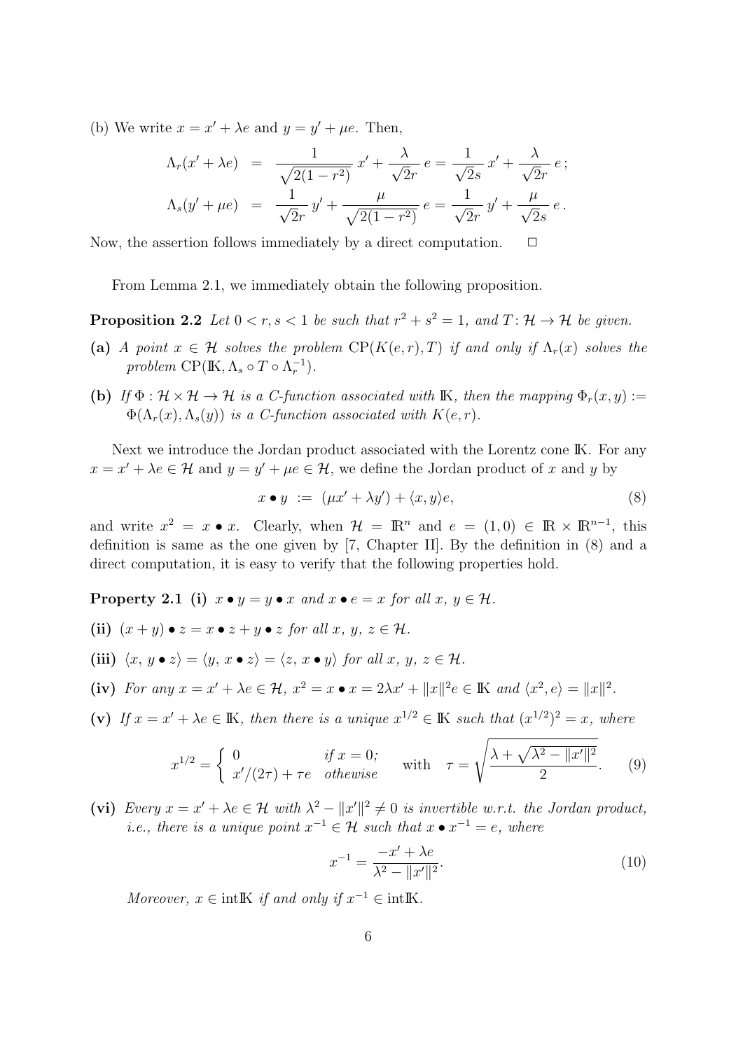(b) We write $x = x' + \lambda e$ and $y = y' + \mu e$. Then,

$$
\begin{aligned}
\Lambda_r(x' + \lambda e) &= \frac{1}{\sqrt{2(1-r^2)}}\, x' + \frac{\lambda}{\sqrt{2}r}\, e = \frac{1}{\sqrt{2}s}\, x' + \frac{\lambda}{\sqrt{2}r}\, e\,; \\
\Lambda_s(y' + \mu e) &= \frac{1}{\sqrt{2}r}\, y' + \frac{\mu}{\sqrt{2(1-r^2)}}\, e = \frac{1}{\sqrt{2}r}\, y' + \frac{\mu}{\sqrt{2}s}\, e\,.
\end{aligned}
$$

Now, the assertion follows immediately by a direct computation. $\Box$

From Lemma 2.1, we immediately obtain the following proposition.

**Proposition 2.2** *Let $0 < r, s < 1$ be such that $r^2 + s^2 = 1$, and $T\colon \mathcal{H} \to \mathcal{H}$ be given.*

**(a)** *A point $x \in \mathcal{H}$ solves the problem $\mathrm{CP}(K(e,r), T)$ if and only if $\Lambda_r(x)$ solves the problem $\mathrm{CP}(\mathbb{K}, \Lambda_s \circ T \circ \Lambda_r^{-1})$.*

**(b)** *If $\Phi : \mathcal{H} \times \mathcal{H} \to \mathcal{H}$ is a C-function associated with $\mathbb{K}$, then the mapping $\Phi_r(x, y) := \Phi(\Lambda_r(x), \Lambda_s(y))$ is a C-function associated with $K(e, r)$.*

Next we introduce the Jordan product associated with the Lorentz cone $\mathbb{K}$. For any $x = x' + \lambda e \in \mathcal{H}$ and $y = y' + \mu e \in \mathcal{H}$, we define the Jordan product of $x$ and $y$ by

$$
x \bullet y \; := \; (\mu x' + \lambda y') + \langle x, y \rangle e, \tag{8}
$$

and write $x^2 = x \bullet x$. Clearly, when $\mathcal{H} = \mathbb{R}^n$ and $e = (1, 0) \in \mathbb{R} \times \mathbb{R}^{n-1}$, this definition is same as the one given by [7, Chapter II]. By the definition in (8) and a direct computation, it is easy to verify that the following properties hold.

**Property 2.1** **(i)** *$x \bullet y = y \bullet x$ and $x \bullet e = x$ for all $x$, $y \in \mathcal{H}$.*

**(ii)** *$(x + y) \bullet z = x \bullet z + y \bullet z$ for all $x$, $y$, $z \in \mathcal{H}$.*

**(iii)** *$\langle x, y \bullet z \rangle = \langle y, x \bullet z \rangle = \langle z, x \bullet y \rangle$ for all $x$, $y$, $z \in \mathcal{H}$.*

**(iv)** *For any $x = x' + \lambda e \in \mathcal{H}$, $x^2 = x \bullet x = 2\lambda x' + \|x\|^2 e \in \mathbb{K}$ and $\langle x^2, e \rangle = \|x\|^2$.*

**(v)** *If $x = x' + \lambda e \in \mathbb{K}$, then there is a unique $x^{1/2} \in \mathbb{K}$ such that $(x^{1/2})^2 = x$, where*

$$
x^{1/2} = \begin{cases} 0 & \text{if } x = 0; \\ x'/(2\tau) + \tau e & \text{othewise} \end{cases} \quad \text{with} \quad \tau = \sqrt{\frac{\lambda + \sqrt{\lambda^2 - \|x'\|^2}}{2}}. \tag{9}
$$

**(vi)** *Every $x = x' + \lambda e \in \mathcal{H}$ with $\lambda^2 - \|x'\|^2 \neq 0$ is invertible w.r.t. the Jordan product, i.e., there is a unique point $x^{-1} \in \mathcal{H}$ such that $x \bullet x^{-1} = e$, where*

$$
x^{-1} = \frac{-x' + \lambda e}{\lambda^2 - \|x'\|^2}. \tag{10}
$$

*Moreover, $x \in \mathrm{int}\mathbb{K}$ if and only if $x^{-1} \in \mathrm{int}\mathbb{K}$.*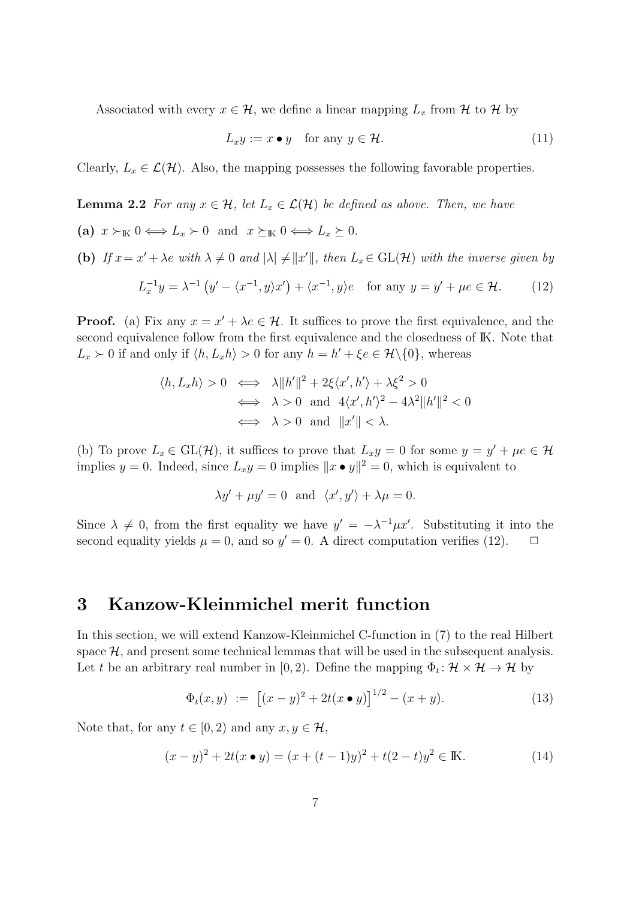Associated with every $x \in \mathcal{H}$, we define a linear mapping $L_x$ from $\mathcal{H}$ to $\mathcal{H}$ by

$$L_x y := x \bullet y \quad \text{for any } y \in \mathcal{H}. \tag{11}$$

Clearly, $L_x \in \mathcal{L}(\mathcal{H})$. Also, the mapping possesses the following favorable properties.

**Lemma 2.2** *For any $x \in \mathcal{H}$, let $L_x \in \mathcal{L}(\mathcal{H})$ be defined as above. Then, we have*

**(a)** $x \succ_{\mathbb{K}} 0 \Longleftrightarrow L_x \succ 0$ *and* $x \succeq_{\mathbb{K}} 0 \Longleftrightarrow L_x \succeq 0$.

**(b)** *If $x = x' + \lambda e$ with $\lambda \neq 0$ and $|\lambda| \neq \|x'\|$, then $L_x \in \mathrm{GL}(\mathcal{H})$ with the inverse given by*

$$L_x^{-1} y = \lambda^{-1}\left(y' - \langle x^{-1}, y\rangle x'\right) + \langle x^{-1}, y\rangle e \quad \text{for any } y = y' + \mu e \in \mathcal{H}. \tag{12}$$

**Proof.** (a) Fix any $x = x' + \lambda e \in \mathcal{H}$. It suffices to prove the first equivalence, and the second equivalence follow from the first equivalence and the closedness of $\mathbb{K}$. Note that $L_x \succ 0$ if and only if $\langle h, L_x h\rangle > 0$ for any $h = h' + \xi e \in \mathcal{H}\backslash\{0\}$, whereas

$$\begin{aligned}
\langle h, L_x h\rangle > 0 \quad &\Longleftrightarrow \quad \lambda\|h'\|^2 + 2\xi\langle x', h'\rangle + \lambda\xi^2 > 0 \\
&\Longleftrightarrow \quad \lambda > 0 \ \text{ and } \ 4\langle x', h'\rangle^2 - 4\lambda^2\|h'\|^2 < 0 \\
&\Longleftrightarrow \quad \lambda > 0 \ \text{ and } \ \|x'\| < \lambda.
\end{aligned}$$

(b) To prove $L_x \in \mathrm{GL}(\mathcal{H})$, it suffices to prove that $L_x y = 0$ for some $y = y' + \mu e \in \mathcal{H}$ implies $y = 0$. Indeed, since $L_x y = 0$ implies $\|x \bullet y\|^2 = 0$, which is equivalent to

$$\lambda y' + \mu y' = 0 \ \text{ and } \ \langle x', y'\rangle + \lambda\mu = 0.$$

Since $\lambda \neq 0$, from the first equality we have $y' = -\lambda^{-1}\mu x'$. Substituting it into the second equality yields $\mu = 0$, and so $y' = 0$. A direct computation verifies (12). $\Box$

## 3 Kanzow-Kleinmichel merit function

In this section, we will extend Kanzow-Kleinmichel C-function in (7) to the real Hilbert space $\mathcal{H}$, and present some technical lemmas that will be used in the subsequent analysis. Let $t$ be an arbitrary real number in $[0, 2)$. Define the mapping $\Phi_t \colon \mathcal{H} \times \mathcal{H} \to \mathcal{H}$ by

$$\Phi_t(x, y) \ := \ \left[(x - y)^2 + 2t(x \bullet y)\right]^{1/2} - (x + y). \tag{13}$$

Note that, for any $t \in [0, 2)$ and any $x, y \in \mathcal{H}$,

$$(x - y)^2 + 2t(x \bullet y) = (x + (t - 1)y)^2 + t(2 - t)y^2 \in \mathbb{K}. \tag{14}$$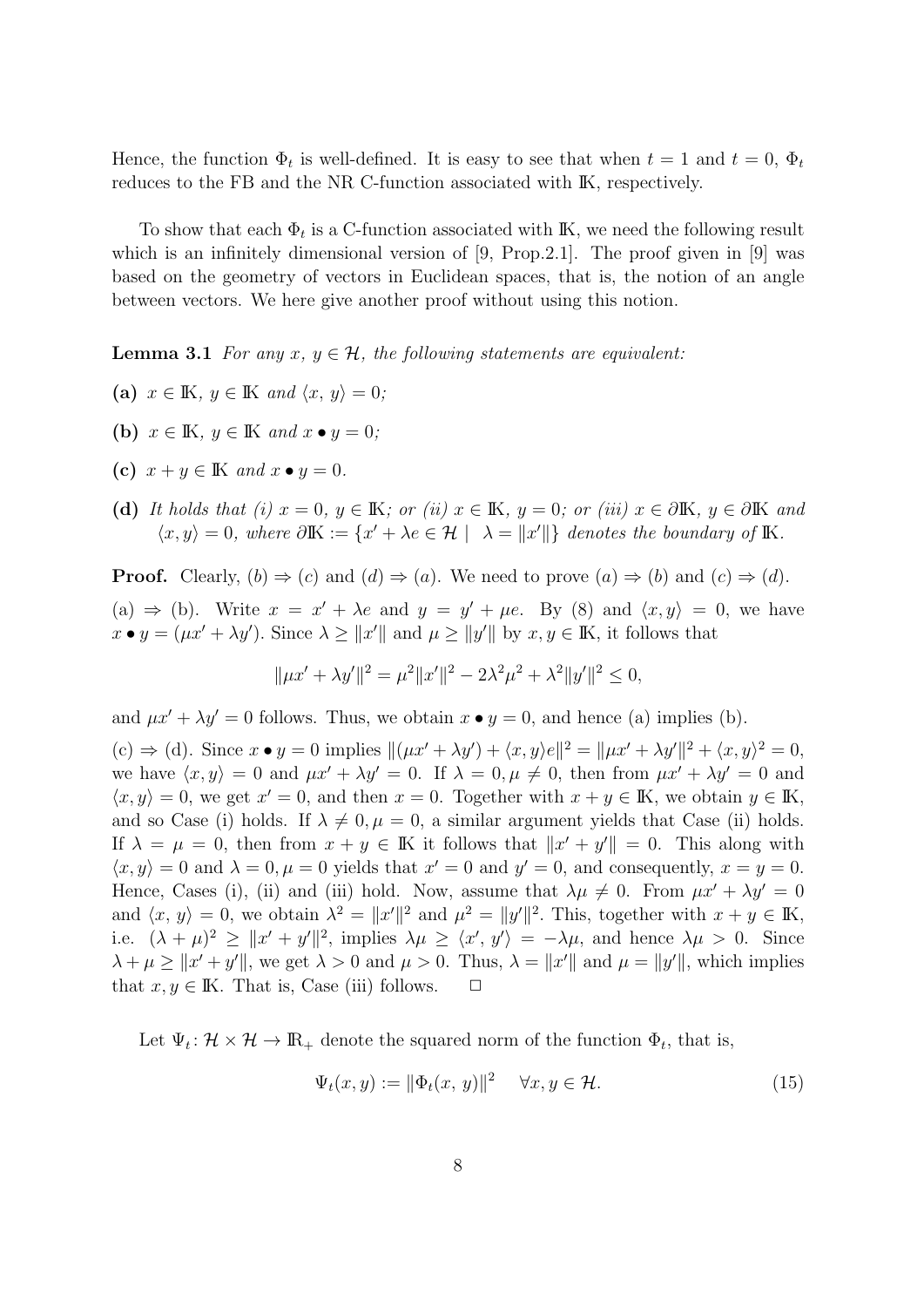Hence, the function $\Phi_t$ is well-defined. It is easy to see that when $t = 1$ and $t = 0$, $\Phi_t$ reduces to the FB and the NR C-function associated with $\mathbb{K}$, respectively.

To show that each $\Phi_t$ is a C-function associated with $\mathbb{K}$, we need the following result which is an infinitely dimensional version of [9, Prop.2.1]. The proof given in [9] was based on the geometry of vectors in Euclidean spaces, that is, the notion of an angle between vectors. We here give another proof without using this notion.

**Lemma 3.1** *For any $x,\, y \in \mathcal{H}$, the following statements are equivalent:*

**(a)** *$x \in \mathbb{K}$, $y \in \mathbb{K}$ and $\langle x,\, y\rangle = 0$;*

**(b)** *$x \in \mathbb{K}$, $y \in \mathbb{K}$ and $x \bullet y = 0$;*

**(c)** *$x + y \in \mathbb{K}$ and $x \bullet y = 0$.*

**(d)** *It holds that (i) $x = 0$, $y \in \mathbb{K}$; or (ii) $x \in \mathbb{K}$, $y = 0$; or (iii) $x \in \partial\mathbb{K}$, $y \in \partial\mathbb{K}$ and $\langle x, y\rangle = 0$, where $\partial\mathbb{K} := \{x' + \lambda e \in \mathcal{H} \mid \lambda = \|x'\|\}$ denotes the boundary of $\mathbb{K}$.*

**Proof.** Clearly, $(b) \Rightarrow (c)$ and $(d) \Rightarrow (a)$. We need to prove $(a) \Rightarrow (b)$ and $(c) \Rightarrow (d)$.

(a) $\Rightarrow$ (b). Write $x = x' + \lambda e$ and $y = y' + \mu e$. By (8) and $\langle x, y\rangle = 0$, we have $x \bullet y = (\mu x' + \lambda y')$. Since $\lambda \geq \|x'\|$ and $\mu \geq \|y'\|$ by $x, y \in \mathbb{K}$, it follows that

$$\|\mu x' + \lambda y'\|^2 = \mu^2\|x'\|^2 - 2\lambda^2\mu^2 + \lambda^2\|y'\|^2 \leq 0,$$

and $\mu x' + \lambda y' = 0$ follows. Thus, we obtain $x \bullet y = 0$, and hence (a) implies (b).

(c) $\Rightarrow$ (d). Since $x \bullet y = 0$ implies $\|(\mu x' + \lambda y') + \langle x, y\rangle e\|^2 = \|\mu x' + \lambda y'\|^2 + \langle x, y\rangle^2 = 0$, we have $\langle x, y\rangle = 0$ and $\mu x' + \lambda y' = 0$. If $\lambda = 0, \mu \neq 0$, then from $\mu x' + \lambda y' = 0$ and $\langle x, y\rangle = 0$, we get $x' = 0$, and then $x = 0$. Together with $x + y \in \mathbb{K}$, we obtain $y \in \mathbb{K}$, and so Case (i) holds. If $\lambda \neq 0, \mu = 0$, a similar argument yields that Case (ii) holds. If $\lambda = \mu = 0$, then from $x + y \in \mathbb{K}$ it follows that $\|x' + y'\| = 0$. This along with $\langle x, y\rangle = 0$ and $\lambda = 0, \mu = 0$ yields that $x' = 0$ and $y' = 0$, and consequently, $x = y = 0$. Hence, Cases (i), (ii) and (iii) hold. Now, assume that $\lambda\mu \neq 0$. From $\mu x' + \lambda y' = 0$ and $\langle x,\, y\rangle = 0$, we obtain $\lambda^2 = \|x'\|^2$ and $\mu^2 = \|y'\|^2$. This, together with $x + y \in \mathbb{K}$, i.e. $(\lambda + \mu)^2 \geq \|x' + y'\|^2$, implies $\lambda\mu \geq \langle x',\, y'\rangle = -\lambda\mu$, and hence $\lambda\mu > 0$. Since $\lambda + \mu \geq \|x' + y'\|$, we get $\lambda > 0$ and $\mu > 0$. Thus, $\lambda = \|x'\|$ and $\mu = \|y'\|$, which implies that $x, y \in \mathbb{K}$. That is, Case (iii) follows. $\Box$

Let $\Psi_t\colon \mathcal{H} \times \mathcal{H} \to \mathbb{R}_+$ denote the squared norm of the function $\Phi_t$, that is,

$$\Psi_t(x, y) := \|\Phi_t(x,\, y)\|^2 \quad \forall x, y \in \mathcal{H}. \tag{15}$$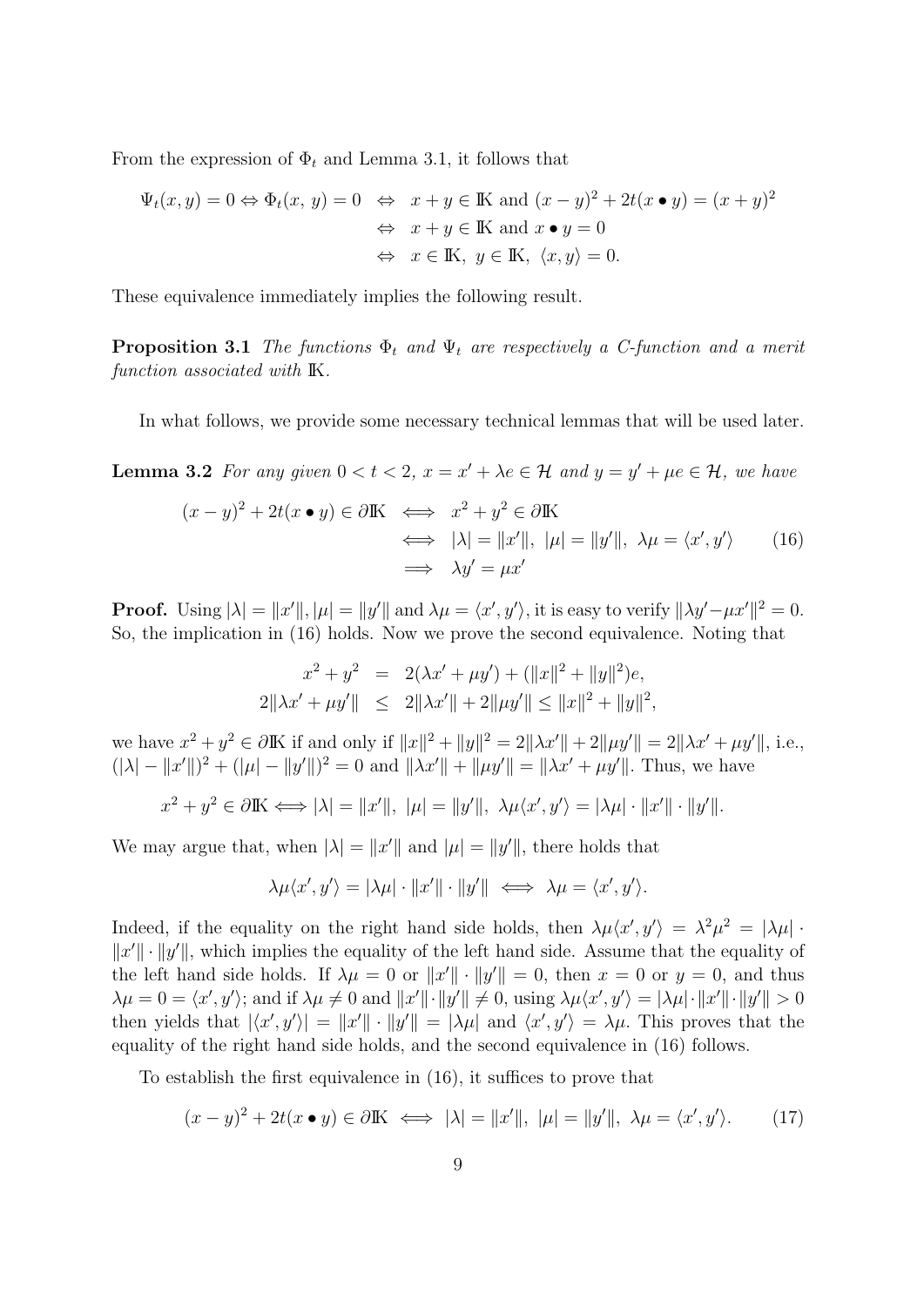From the expression of $\Phi_t$ and Lemma 3.1, it follows that

$$
\begin{aligned}
\Psi_t(x,y) = 0 \Leftrightarrow \Phi_t(x,\,y) = 0 \;&\Leftrightarrow\; x+y \in \mathbb{K} \text{ and } (x-y)^2 + 2t(x \bullet y) = (x+y)^2 \\
&\Leftrightarrow\; x+y \in \mathbb{K} \text{ and } x \bullet y = 0 \\
&\Leftrightarrow\; x \in \mathbb{K},\; y \in \mathbb{K},\; \langle x, y\rangle = 0.
\end{aligned}
$$

These equivalence immediately implies the following result.

**Proposition 3.1** *The functions $\Phi_t$ and $\Psi_t$ are respectively a C-function and a merit function associated with $\mathbb{K}$.*

In what follows, we provide some necessary technical lemmas that will be used later.

**Lemma 3.2** *For any given $0 < t < 2$, $x = x' + \lambda e \in \mathcal{H}$ and $y = y' + \mu e \in \mathcal{H}$, we have*

$$
\begin{aligned}
(x-y)^2 + 2t(x \bullet y) \in \partial\mathbb{K} \;&\Longleftrightarrow\; x^2 + y^2 \in \partial\mathbb{K} \\
&\Longleftrightarrow\; |\lambda| = \|x'\|,\; |\mu| = \|y'\|,\; \lambda\mu = \langle x', y'\rangle \qquad (16)\\
&\Longrightarrow\; \lambda y' = \mu x'
\end{aligned}
$$

**Proof.** Using $|\lambda| = \|x'\|, |\mu| = \|y'\|$ and $\lambda\mu = \langle x', y'\rangle$, it is easy to verify $\|\lambda y' - \mu x'\|^2 = 0$. So, the implication in (16) holds. Now we prove the second equivalence. Noting that

$$
\begin{aligned}
x^2 + y^2 &= 2(\lambda x' + \mu y') + (\|x\|^2 + \|y\|^2)e, \\
2\|\lambda x' + \mu y'\| &\leq 2\|\lambda x'\| + 2\|\mu y'\| \leq \|x\|^2 + \|y\|^2,
\end{aligned}
$$

we have $x^2 + y^2 \in \partial\mathbb{K}$ if and only if $\|x\|^2 + \|y\|^2 = 2\|\lambda x'\| + 2\|\mu y'\| = 2\|\lambda x' + \mu y'\|$, i.e., $(|\lambda| - \|x'\|)^2 + (|\mu| - \|y'\|)^2 = 0$ and $\|\lambda x'\| + \|\mu y'\| = \|\lambda x' + \mu y'\|$. Thus, we have

$$
x^2 + y^2 \in \partial\mathbb{K} \Longleftrightarrow |\lambda| = \|x'\|,\; |\mu| = \|y'\|,\; \lambda\mu\langle x', y'\rangle = |\lambda\mu| \cdot \|x'\| \cdot \|y'\|.
$$

We may argue that, when $|\lambda| = \|x'\|$ and $|\mu| = \|y'\|$, there holds that

$$
\lambda\mu\langle x', y'\rangle = |\lambda\mu| \cdot \|x'\| \cdot \|y'\| \;\Longleftrightarrow\; \lambda\mu = \langle x', y'\rangle.
$$

Indeed, if the equality on the right hand side holds, then $\lambda\mu\langle x', y'\rangle = \lambda^2\mu^2 = |\lambda\mu| \cdot \|x'\| \cdot \|y'\|$, which implies the equality of the left hand side. Assume that the equality of the left hand side holds. If $\lambda\mu = 0$ or $\|x'\| \cdot \|y'\| = 0$, then $x = 0$ or $y = 0$, and thus $\lambda\mu = 0 = \langle x', y'\rangle$; and if $\lambda\mu \neq 0$ and $\|x'\| \cdot \|y'\| \neq 0$, using $\lambda\mu\langle x', y'\rangle = |\lambda\mu| \cdot \|x'\| \cdot \|y'\| > 0$ then yields that $|\langle x', y'\rangle| = \|x'\| \cdot \|y'\| = |\lambda\mu|$ and $\langle x', y'\rangle = \lambda\mu$. This proves that the equality of the right hand side holds, and the second equivalence in (16) follows.

To establish the first equivalence in (16), it suffices to prove that

$$
(x-y)^2 + 2t(x \bullet y) \in \partial\mathbb{K} \;\Longleftrightarrow\; |\lambda| = \|x'\|,\; |\mu| = \|y'\|,\; \lambda\mu = \langle x', y'\rangle. \qquad (17)
$$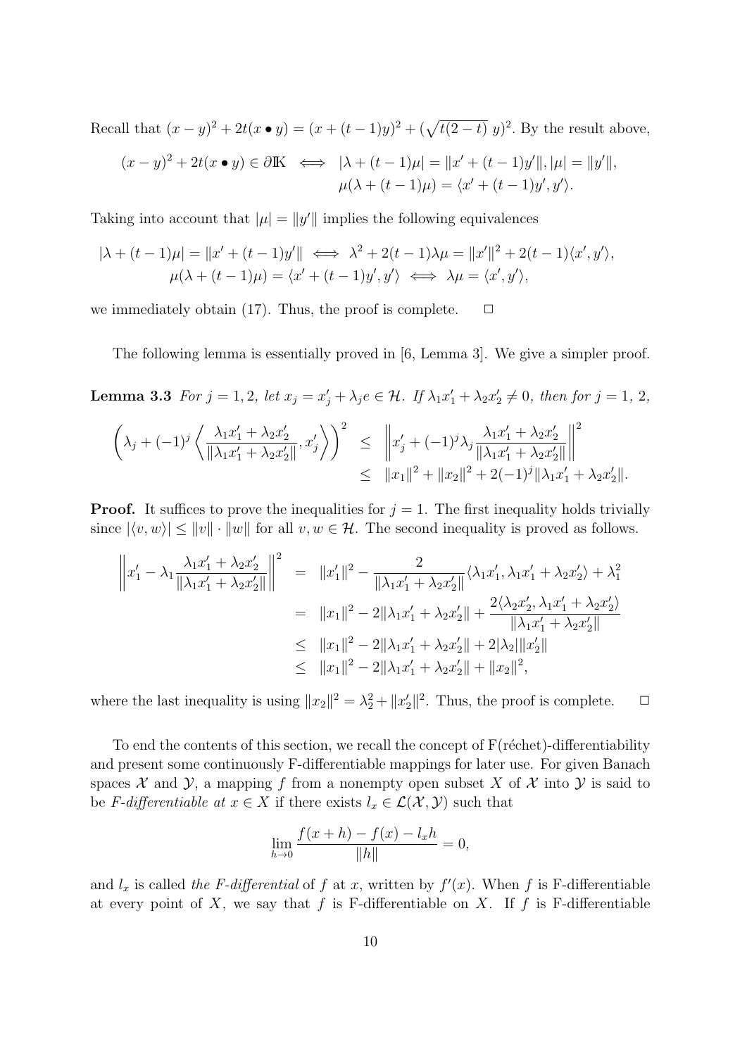Recall that $(x-y)^2 + 2t(x \bullet y) = (x + (t-1)y)^2 + (\sqrt{t(2-t)}\ y)^2$. By the result above,

$$
\begin{aligned}
(x-y)^2 + 2t(x \bullet y) \in \partial \mathbb{K} \iff & |\lambda + (t-1)\mu| = \|x' + (t-1)y'\|, |\mu| = \|y'\|, \\
& \mu(\lambda + (t-1)\mu) = \langle x' + (t-1)y', y' \rangle.
\end{aligned}
$$

Taking into account that $|\mu| = \|y'\|$ implies the following equivalences

$$
\begin{aligned}
|\lambda + (t-1)\mu| = \|x' + (t-1)y'\| &\iff \lambda^2 + 2(t-1)\lambda\mu = \|x'\|^2 + 2(t-1)\langle x', y' \rangle, \\
\mu(\lambda + (t-1)\mu) = \langle x' + (t-1)y', y' \rangle &\iff \lambda\mu = \langle x', y' \rangle,
\end{aligned}
$$

we immediately obtain (17). Thus, the proof is complete. $\Box$

The following lemma is essentially proved in [6, Lemma 3]. We give a simpler proof.

**Lemma 3.3** *For $j = 1, 2$, let $x_j = x'_j + \lambda_j e \in \mathcal{H}$. If $\lambda_1 x'_1 + \lambda_2 x'_2 \neq 0$, then for $j = 1, 2$,*

$$
\begin{aligned}
\left(\lambda_j + (-1)^j \left\langle \frac{\lambda_1 x'_1 + \lambda_2 x'_2}{\|\lambda_1 x'_1 + \lambda_2 x'_2\|}, x'_j \right\rangle \right)^2 &\leq \left\| x'_j + (-1)^j \lambda_j \frac{\lambda_1 x'_1 + \lambda_2 x'_2}{\|\lambda_1 x'_1 + \lambda_2 x'_2\|} \right\|^2 \\
&\leq \|x_1\|^2 + \|x_2\|^2 + 2(-1)^j \|\lambda_1 x'_1 + \lambda_2 x'_2\|.
\end{aligned}
$$

**Proof.** It suffices to prove the inequalities for $j = 1$. The first inequality holds trivially since $|\langle v, w \rangle| \leq \|v\| \cdot \|w\|$ for all $v, w \in \mathcal{H}$. The second inequality is proved as follows.

$$
\begin{aligned}
\left\| x'_1 - \lambda_1 \frac{\lambda_1 x'_1 + \lambda_2 x'_2}{\|\lambda_1 x'_1 + \lambda_2 x'_2\|} \right\|^2 &= \|x'_1\|^2 - \frac{2}{\|\lambda_1 x'_1 + \lambda_2 x'_2\|} \langle \lambda_1 x'_1, \lambda_1 x'_1 + \lambda_2 x'_2 \rangle + \lambda_1^2 \\
&= \|x_1\|^2 - 2\|\lambda_1 x'_1 + \lambda_2 x'_2\| + \frac{2\langle \lambda_2 x'_2, \lambda_1 x'_1 + \lambda_2 x'_2 \rangle}{\|\lambda_1 x'_1 + \lambda_2 x'_2\|} \\
&\leq \|x_1\|^2 - 2\|\lambda_1 x'_1 + \lambda_2 x'_2\| + 2|\lambda_2| \|x'_2\| \\
&\leq \|x_1\|^2 - 2\|\lambda_1 x'_1 + \lambda_2 x'_2\| + \|x_2\|^2,
\end{aligned}
$$

where the last inequality is using $\|x_2\|^2 = \lambda_2^2 + \|x'_2\|^2$. Thus, the proof is complete. $\Box$

To end the contents of this section, we recall the concept of F(réchet)-differentiability and present some continuously F-differentiable mappings for later use. For given Banach spaces $\mathcal{X}$ and $\mathcal{Y}$, a mapping $f$ from a nonempty open subset $X$ of $\mathcal{X}$ into $\mathcal{Y}$ is said to be *F-differentiable at* $x \in X$ if there exists $l_x \in \mathcal{L}(\mathcal{X}, \mathcal{Y})$ such that

$$
\lim_{h \to 0} \frac{f(x+h) - f(x) - l_x h}{\|h\|} = 0,
$$

and $l_x$ is called *the F-differential* of $f$ at $x$, written by $f'(x)$. When $f$ is F-differentiable at every point of $X$, we say that $f$ is F-differentiable on $X$. If $f$ is F-differentiable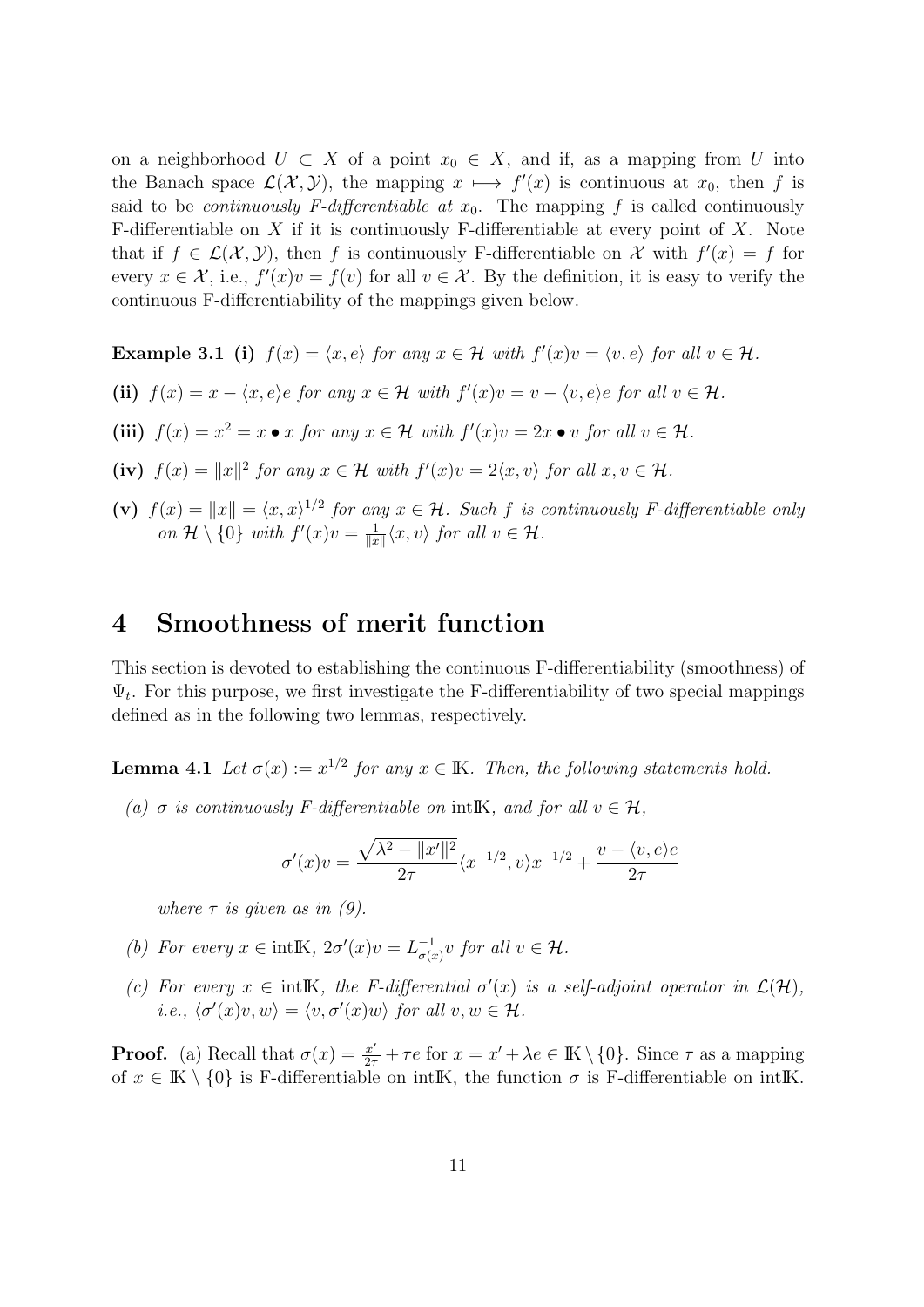on a neighborhood $U \subset X$ of a point $x_0 \in X$, and if, as a mapping from $U$ into the Banach space $\mathcal{L}(\mathcal{X}, \mathcal{Y})$, the mapping $x \longmapsto f'(x)$ is continuous at $x_0$, then $f$ is said to be *continuously F-differentiable at* $x_0$. The mapping $f$ is called continuously F-differentiable on $X$ if it is continuously F-differentiable at every point of $X$. Note that if $f \in \mathcal{L}(\mathcal{X}, \mathcal{Y})$, then $f$ is continuously F-differentiable on $\mathcal{X}$ with $f'(x) = f$ for every $x \in \mathcal{X}$, i.e., $f'(x)v = f(v)$ for all $v \in \mathcal{X}$. By the definition, it is easy to verify the continuous F-differentiability of the mappings given below.

**Example 3.1** **(i)** *$f(x) = \langle x, e\rangle$ for any $x \in \mathcal{H}$ with $f'(x)v = \langle v, e\rangle$ for all $v \in \mathcal{H}$.*

**(ii)** *$f(x) = x - \langle x, e\rangle e$ for any $x \in \mathcal{H}$ with $f'(x)v = v - \langle v, e\rangle e$ for all $v \in \mathcal{H}$.*

**(iii)** *$f(x) = x^2 = x \bullet x$ for any $x \in \mathcal{H}$ with $f'(x)v = 2x \bullet v$ for all $v \in \mathcal{H}$.*

**(iv)** *$f(x) = \|x\|^2$ for any $x \in \mathcal{H}$ with $f'(x)v = 2\langle x, v\rangle$ for all $x, v \in \mathcal{H}$.*

**(v)** *$f(x) = \|x\| = \langle x, x\rangle^{1/2}$ for any $x \in \mathcal{H}$. Such $f$ is continuously F-differentiable only on $\mathcal{H} \setminus \{0\}$ with $f'(x)v = \frac{1}{\|x\|}\langle x, v\rangle$ for all $v \in \mathcal{H}$.*

# 4 Smoothness of merit function

This section is devoted to establishing the continuous F-differentiability (smoothness) of $\Psi_t$. For this purpose, we first investigate the F-differentiability of two special mappings defined as in the following two lemmas, respectively.

**Lemma 4.1** *Let $\sigma(x) := x^{1/2}$ for any $x \in \mathbb{K}$. Then, the following statements hold.*

*(a) $\sigma$ is continuously F-differentiable on $\mathrm{int}\mathbb{K}$, and for all $v \in \mathcal{H}$,*

$$\sigma'(x)v = \frac{\sqrt{\lambda^2 - \|x'\|^2}}{2\tau}\langle x^{-1/2}, v\rangle x^{-1/2} + \frac{v - \langle v, e\rangle e}{2\tau}$$

*where $\tau$ is given as in (9).*

*(b) For every $x \in \mathrm{int}\mathbb{K}$, $2\sigma'(x)v = L^{-1}_{\sigma(x)}v$ for all $v \in \mathcal{H}$.*

*(c) For every $x \in \mathrm{int}\mathbb{K}$, the F-differential $\sigma'(x)$ is a self-adjoint operator in $\mathcal{L}(\mathcal{H})$, i.e., $\langle \sigma'(x)v, w\rangle = \langle v, \sigma'(x)w\rangle$ for all $v, w \in \mathcal{H}$.*

**Proof.** (a) Recall that $\sigma(x) = \frac{x'}{2\tau} + \tau e$ for $x = x' + \lambda e \in \mathbb{K} \setminus \{0\}$. Since $\tau$ as a mapping of $x \in \mathbb{K} \setminus \{0\}$ is F-differentiable on $\mathrm{int}\mathbb{K}$, the function $\sigma$ is F-differentiable on $\mathrm{int}\mathbb{K}$.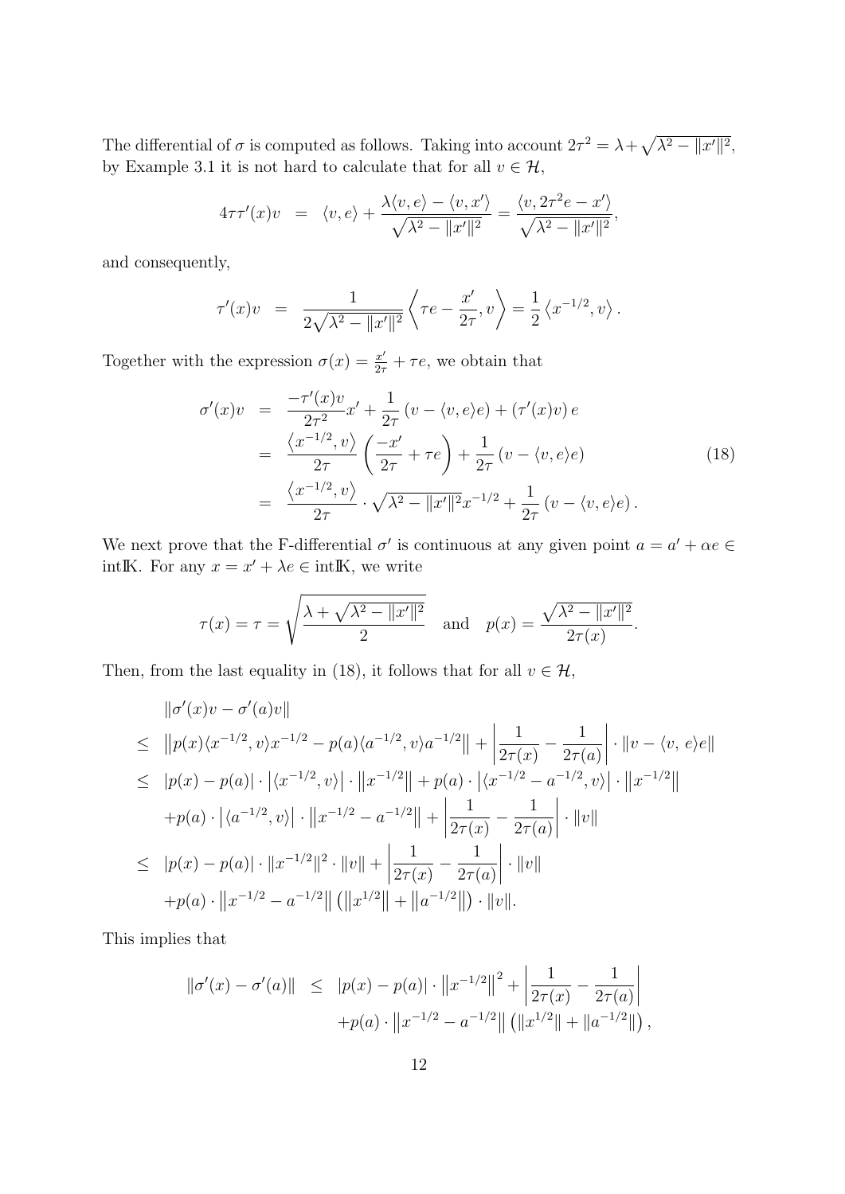The differential of $\sigma$ is computed as follows. Taking into account $2\tau^2 = \lambda + \sqrt{\lambda^2 - \|x'\|^2}$, by Example 3.1 it is not hard to calculate that for all $v \in \mathcal{H}$,

$$4\tau\tau'(x)v \;\; = \;\; \langle v, e\rangle + \frac{\lambda\langle v, e\rangle - \langle v, x'\rangle}{\sqrt{\lambda^2 - \|x'\|^2}} = \frac{\langle v, 2\tau^2 e - x'\rangle}{\sqrt{\lambda^2 - \|x'\|^2}},$$

and consequently,

$$\tau'(x)v \;\; = \;\; \frac{1}{2\sqrt{\lambda^2 - \|x'\|^2}} \left\langle \tau e - \frac{x'}{2\tau}, v \right\rangle = \frac{1}{2}\left\langle x^{-1/2}, v\right\rangle.$$

Together with the expression $\sigma(x) = \frac{x'}{2\tau} + \tau e$, we obtain that

$$\begin{aligned}
\sigma'(x)v &= \frac{-\tau'(x)v}{2\tau^2}x' + \frac{1}{2\tau}\left(v - \langle v, e\rangle e\right) + \left(\tau'(x)v\right) e \\
&= \frac{\left\langle x^{-1/2}, v\right\rangle}{2\tau}\left(\frac{-x'}{2\tau} + \tau e\right) + \frac{1}{2\tau}\left(v - \langle v, e\rangle e\right) \\
&= \frac{\left\langle x^{-1/2}, v\right\rangle}{2\tau} \cdot \sqrt{\lambda^2 - \|x'\|^2} x^{-1/2} + \frac{1}{2\tau}\left(v - \langle v, e\rangle e\right).
\end{aligned} \tag{18}$$

We next prove that the F-differential $\sigma'$ is continuous at any given point $a = a' + \alpha e \in \mathrm{int}\mathbb{K}$. For any $x = x' + \lambda e \in \mathrm{int}\mathbb{K}$, we write

$$\tau(x) = \tau = \sqrt{\frac{\lambda + \sqrt{\lambda^2 - \|x'\|^2}}{2}} \quad \text{and} \quad p(x) = \frac{\sqrt{\lambda^2 - \|x'\|^2}}{2\tau(x)}.$$

Then, from the last equality in (18), it follows that for all $v \in \mathcal{H}$,

$$\begin{aligned}
&\|\sigma'(x)v - \sigma'(a)v\| \\
\leq\;& \left\|p(x)\langle x^{-1/2}, v\rangle x^{-1/2} - p(a)\langle a^{-1/2}, v\rangle a^{-1/2}\right\| + \left|\frac{1}{2\tau(x)} - \frac{1}{2\tau(a)}\right| \cdot \|v - \langle v,\, e\rangle e\| \\
\leq\;& |p(x) - p(a)| \cdot \left|\langle x^{-1/2}, v\rangle\right| \cdot \left\|x^{-1/2}\right\| + p(a) \cdot \left|\langle x^{-1/2} - a^{-1/2}, v\rangle\right| \cdot \left\|x^{-1/2}\right\| \\
&+ p(a) \cdot \left|\langle a^{-1/2}, v\rangle\right| \cdot \left\|x^{-1/2} - a^{-1/2}\right\| + \left|\frac{1}{2\tau(x)} - \frac{1}{2\tau(a)}\right| \cdot \|v\| \\
\leq\;& |p(x) - p(a)| \cdot \|x^{-1/2}\|^2 \cdot \|v\| + \left|\frac{1}{2\tau(x)} - \frac{1}{2\tau(a)}\right| \cdot \|v\| \\
&+ p(a) \cdot \left\|x^{-1/2} - a^{-1/2}\right\| \left(\left\|x^{1/2}\right\| + \left\|a^{-1/2}\right\|\right) \cdot \|v\|.
\end{aligned}$$

This implies that

$$\begin{aligned}
\|\sigma'(x) - \sigma'(a)\| \;\; \leq \;\; & |p(x) - p(a)| \cdot \left\|x^{-1/2}\right\|^2 + \left|\frac{1}{2\tau(x)} - \frac{1}{2\tau(a)}\right| \\
& + p(a) \cdot \left\|x^{-1/2} - a^{-1/2}\right\| \left(\|x^{1/2}\| + \|a^{-1/2}\|\right),
\end{aligned}$$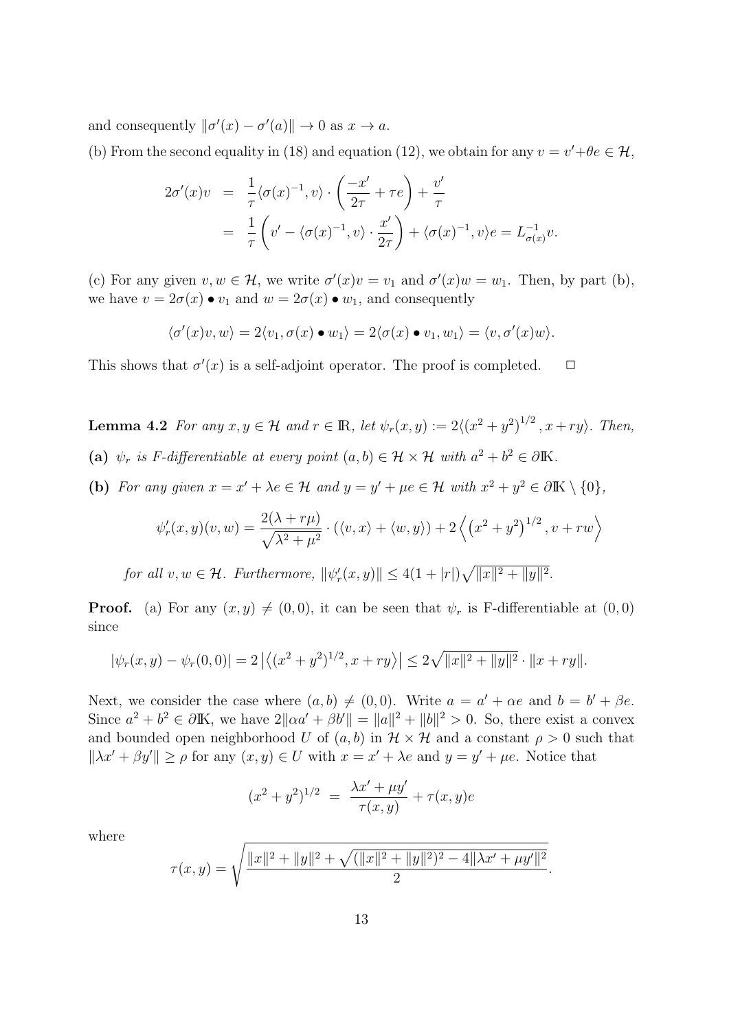and consequently $\|\sigma'(x) - \sigma'(a)\| \to 0$ as $x \to a$.

(b) From the second equality in (18) and equation (12), we obtain for any $v = v' + \theta e \in \mathcal{H}$,

$$
\begin{aligned}
2\sigma'(x)v &= \frac{1}{\tau}\langle \sigma(x)^{-1}, v\rangle \cdot \left(\frac{-x'}{2\tau} + \tau e\right) + \frac{v'}{\tau} \\
&= \frac{1}{\tau}\left(v' - \langle \sigma(x)^{-1}, v\rangle \cdot \frac{x'}{2\tau}\right) + \langle \sigma(x)^{-1}, v\rangle e = L_{\sigma(x)}^{-1} v.
\end{aligned}
$$

(c) For any given $v, w \in \mathcal{H}$, we write $\sigma'(x)v = v_1$ and $\sigma'(x)w = w_1$. Then, by part (b), we have $v = 2\sigma(x) \bullet v_1$ and $w = 2\sigma(x) \bullet w_1$, and consequently

$$
\langle \sigma'(x)v, w\rangle = 2\langle v_1, \sigma(x) \bullet w_1\rangle = 2\langle \sigma(x) \bullet v_1, w_1\rangle = \langle v, \sigma'(x)w\rangle.
$$

This shows that $\sigma'(x)$ is a self-adjoint operator. The proof is completed. $\Box$

**Lemma 4.2** *For any $x, y \in \mathcal{H}$ and $r \in \mathbb{R}$, let $\psi_r(x,y) := 2\langle (x^2+y^2)^{1/2}, x + ry\rangle$. Then,*

**(a)** *$\psi_r$ is F-differentiable at every point $(a,b) \in \mathcal{H} \times \mathcal{H}$ with $a^2 + b^2 \in \partial\mathbb{K}$.*

**(b)** *For any given $x = x' + \lambda e \in \mathcal{H}$ and $y = y' + \mu e \in \mathcal{H}$ with $x^2 + y^2 \in \partial\mathbb{K} \setminus \{0\}$,*

$$
\psi_r'(x,y)(v,w) = \frac{2(\lambda + r\mu)}{\sqrt{\lambda^2 + \mu^2}} \cdot (\langle v, x\rangle + \langle w, y\rangle) + 2\left\langle \left(x^2 + y^2\right)^{1/2}, v + rw\right\rangle
$$

*for all $v, w \in \mathcal{H}$. Furthermore, $\|\psi_r'(x,y)\| \le 4(1 + |r|)\sqrt{\|x\|^2 + \|y\|^2}$.*

**Proof.** (a) For any $(x,y) \neq (0,0)$, it can be seen that $\psi_r$ is F-differentiable at $(0,0)$ since

$$
|\psi_r(x,y) - \psi_r(0,0)| = 2\left|\left\langle (x^2+y^2)^{1/2}, x + ry\right\rangle\right| \le 2\sqrt{\|x\|^2 + \|y\|^2} \cdot \|x + ry\|.
$$

Next, we consider the case where $(a,b) \neq (0,0)$. Write $a = a' + \alpha e$ and $b = b' + \beta e$. Since $a^2 + b^2 \in \partial\mathbb{K}$, we have $2\|\alpha a' + \beta b'\| = \|a\|^2 + \|b\|^2 > 0$. So, there exist a convex and bounded open neighborhood $U$ of $(a,b)$ in $\mathcal{H} \times \mathcal{H}$ and a constant $\rho > 0$ such that $\|\lambda x' + \beta y'\| \ge \rho$ for any $(x,y) \in U$ with $x = x' + \lambda e$ and $y = y' + \mu e$. Notice that

$$
(x^2+y^2)^{1/2} = \frac{\lambda x' + \mu y'}{\tau(x,y)} + \tau(x,y)e
$$

where

$$
\tau(x,y) = \sqrt{\frac{\|x\|^2 + \|y\|^2 + \sqrt{(\|x\|^2 + \|y\|^2)^2 - 4\|\lambda x' + \mu y'\|^2}}{2}}.
$$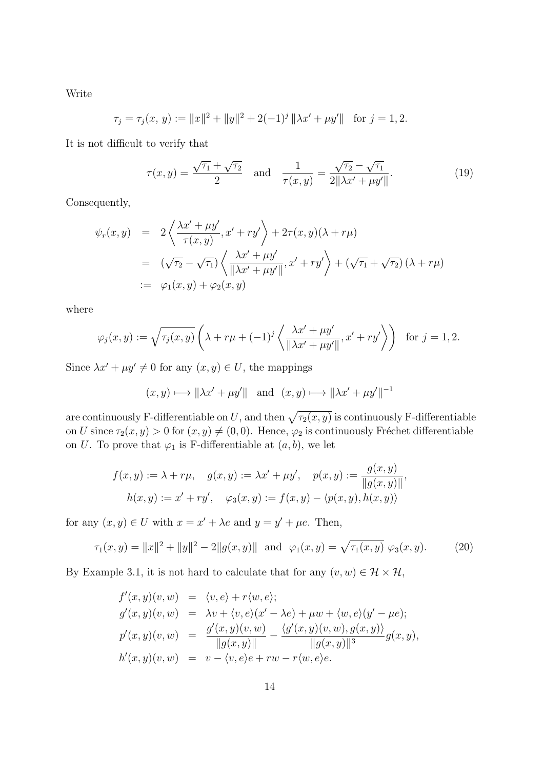Write

$$\tau_j = \tau_j(x,\, y) := \|x\|^2 + \|y\|^2 + 2(-1)^j \,\|\lambda x' + \mu y'\| \quad \text{for } j = 1, 2.$$

It is not difficult to verify that

$$\tau(x, y) = \frac{\sqrt{\tau_1} + \sqrt{\tau_2}}{2} \quad \text{and} \quad \frac{1}{\tau(x, y)} = \frac{\sqrt{\tau_2} - \sqrt{\tau_1}}{2\|\lambda x' + \mu y'\|}. \tag{19}$$

Consequently,

$$\begin{aligned}
\psi_r(x, y) &= 2\left\langle \frac{\lambda x' + \mu y'}{\tau(x, y)}, x' + r y' \right\rangle + 2\tau(x, y)(\lambda + r\mu) \\
&= (\sqrt{\tau_2} - \sqrt{\tau_1}) \left\langle \frac{\lambda x' + \mu y'}{\|\lambda x' + \mu y'\|}, x' + r y' \right\rangle + (\sqrt{\tau_1} + \sqrt{\tau_2})\,(\lambda + r\mu) \\
&:= \varphi_1(x, y) + \varphi_2(x, y)
\end{aligned}$$

where

$$\varphi_j(x, y) := \sqrt{\tau_j(x, y)} \left( \lambda + r\mu + (-1)^j \left\langle \frac{\lambda x' + \mu y'}{\|\lambda x' + \mu y'\|}, x' + r y' \right\rangle \right) \quad \text{for } j = 1, 2.$$

Since $\lambda x' + \mu y' \neq 0$ for any $(x, y) \in U$, the mappings

$$(x, y) \longmapsto \|\lambda x' + \mu y'\| \quad \text{and} \quad (x, y) \longmapsto \|\lambda x' + \mu y'\|^{-1}$$

are continuously F-differentiable on $U$, and then $\sqrt{\tau_2(x, y)}$ is continuously F-differentiable on $U$ since $\tau_2(x, y) > 0$ for $(x, y) \neq (0, 0)$. Hence, $\varphi_2$ is continuously Fréchet differentiable on $U$. To prove that $\varphi_1$ is F-differentiable at $(a, b)$, we let

$$\begin{gathered}
f(x, y) := \lambda + r\mu, \quad g(x, y) := \lambda x' + \mu y', \quad p(x, y) := \frac{g(x, y)}{\|g(x, y)\|}, \\
h(x, y) := x' + r y', \quad \varphi_3(x, y) := f(x, y) - \langle p(x, y), h(x, y) \rangle
\end{gathered}$$

for any $(x, y) \in U$ with $x = x' + \lambda e$ and $y = y' + \mu e$. Then,

$$\tau_1(x, y) = \|x\|^2 + \|y\|^2 - 2\|g(x, y)\| \quad \text{and} \quad \varphi_1(x, y) = \sqrt{\tau_1(x, y)}\; \varphi_3(x, y). \tag{20}$$

By Example 3.1, it is not hard to calculate that for any $(v, w) \in \mathcal{H} \times \mathcal{H}$,

$$\begin{aligned}
f'(x, y)(v, w) &= \langle v, e \rangle + r \langle w, e \rangle; \\
g'(x, y)(v, w) &= \lambda v + \langle v, e \rangle (x' - \lambda e) + \mu w + \langle w, e \rangle (y' - \mu e); \\
p'(x, y)(v, w) &= \frac{g'(x, y)(v, w)}{\|g(x, y)\|} - \frac{\langle g'(x, y)(v, w), g(x, y) \rangle}{\|g(x, y)\|^3} g(x, y), \\
h'(x, y)(v, w) &= v - \langle v, e \rangle e + r w - r \langle w, e \rangle e.
\end{aligned}$$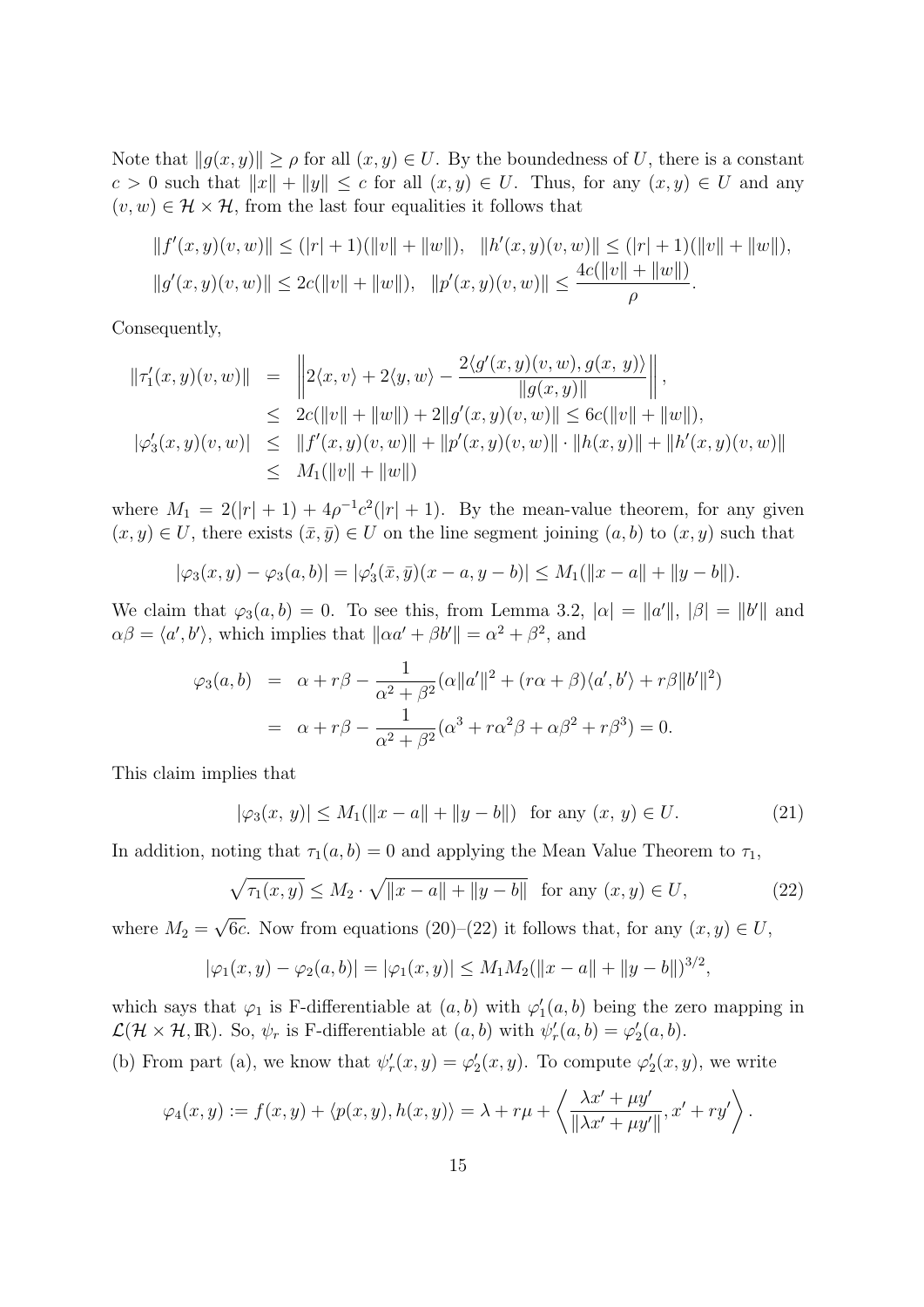Note that $\|g(x,y)\| \geq \rho$ for all $(x,y) \in U$. By the boundedness of $U$, there is a constant $c > 0$ such that $\|x\| + \|y\| \leq c$ for all $(x,y) \in U$. Thus, for any $(x,y) \in U$ and any $(v,w) \in \mathcal{H} \times \mathcal{H}$, from the last four equalities it follows that

$$\|f'(x,y)(v,w)\| \leq (|r|+1)(\|v\| + \|w\|), \quad \|h'(x,y)(v,w)\| \leq (|r|+1)(\|v\| + \|w\|),$$
$$\|g'(x,y)(v,w)\| \leq 2c(\|v\| + \|w\|), \quad \|p'(x,y)(v,w)\| \leq \frac{4c(\|v\| + \|w\|)}{\rho}.$$

Consequently,

$$\begin{aligned}
\|\tau_1'(x,y)(v,w)\| &= \left\| 2\langle x, v\rangle + 2\langle y, w\rangle - \frac{2\langle g'(x,y)(v,w), g(x,\, y)\rangle}{\|g(x,y)\|} \right\|, \\
&\leq 2c(\|v\| + \|w\|) + 2\|g'(x,y)(v,w)\| \leq 6c(\|v\| + \|w\|), \\
|\varphi_3'(x,y)(v,w)| &\leq \|f'(x,y)(v,w)\| + \|p'(x,y)(v,w)\| \cdot \|h(x,y)\| + \|h'(x,y)(v,w)\| \\
&\leq M_1(\|v\| + \|w\|)
\end{aligned}$$

where $M_1 = 2(|r|+1) + 4\rho^{-1}c^2(|r|+1)$. By the mean-value theorem, for any given $(x,y) \in U$, there exists $(\bar{x}, \bar{y}) \in U$ on the line segment joining $(a,b)$ to $(x,y)$ such that

$$|\varphi_3(x,y) - \varphi_3(a,b)| = |\varphi_3'(\bar{x},\bar{y})(x-a, y-b)| \leq M_1(\|x-a\| + \|y-b\|).$$

We claim that $\varphi_3(a,b) = 0$. To see this, from Lemma 3.2, $|\alpha| = \|a'\|$, $|\beta| = \|b'\|$ and $\alpha\beta = \langle a', b'\rangle$, which implies that $\|\alpha a' + \beta b'\| = \alpha^2 + \beta^2$, and

$$\begin{aligned}
\varphi_3(a,b) &= \alpha + r\beta - \frac{1}{\alpha^2 + \beta^2}(\alpha\|a'\|^2 + (r\alpha + \beta)\langle a', b'\rangle + r\beta\|b'\|^2) \\
&= \alpha + r\beta - \frac{1}{\alpha^2 + \beta^2}(\alpha^3 + r\alpha^2\beta + \alpha\beta^2 + r\beta^3) = 0.
\end{aligned}$$

This claim implies that

$$|\varphi_3(x,\, y)| \leq M_1(\|x-a\| + \|y-b\|) \quad \text{for any } (x,\, y) \in U. \tag{21}$$

In addition, noting that $\tau_1(a,b) = 0$ and applying the Mean Value Theorem to $\tau_1$,

$$\sqrt{\tau_1(x,y)} \leq M_2 \cdot \sqrt{\|x-a\| + \|y-b\|} \quad \text{for any } (x,y) \in U, \tag{22}$$

where $M_2 = \sqrt{6c}$. Now from equations (20)–(22) it follows that, for any $(x,y) \in U$,

$$|\varphi_1(x,y) - \varphi_2(a,b)| = |\varphi_1(x,y)| \leq M_1 M_2 (\|x-a\| + \|y-b\|)^{3/2},$$

which says that $\varphi_1$ is F-differentiable at $(a,b)$ with $\varphi_1'(a,b)$ being the zero mapping in $\mathcal{L}(\mathcal{H} \times \mathcal{H}, \mathbb{R})$. So, $\psi_r$ is F-differentiable at $(a,b)$ with $\psi_r'(a,b) = \varphi_2'(a,b)$.

(b) From part (a), we know that $\psi_r'(x,y) = \varphi_2'(x,y)$. To compute $\varphi_2'(x,y)$, we write

$$\varphi_4(x,y) := f(x,y) + \langle p(x,y), h(x,y)\rangle = \lambda + r\mu + \left\langle \frac{\lambda x' + \mu y'}{\|\lambda x' + \mu y'\|}, x' + ry' \right\rangle.$$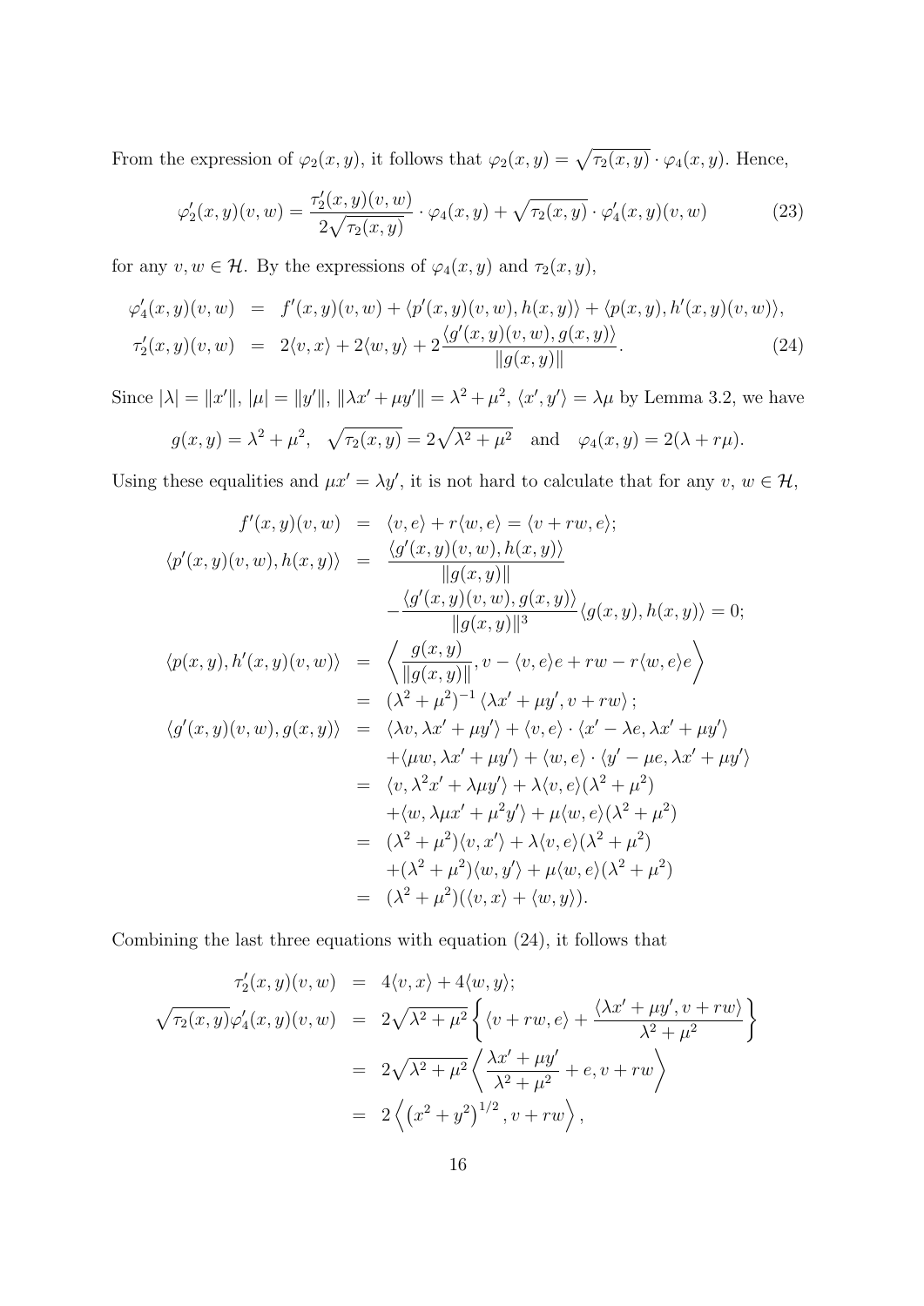From the expression of $\varphi_2(x, y)$, it follows that $\varphi_2(x, y) = \sqrt{\tau_2(x, y)} \cdot \varphi_4(x, y)$. Hence,

$$\varphi_2'(x, y)(v, w) = \frac{\tau_2'(x, y)(v, w)}{2\sqrt{\tau_2(x, y)}} \cdot \varphi_4(x, y) + \sqrt{\tau_2(x, y)} \cdot \varphi_4'(x, y)(v, w) \tag{23}$$

for any $v, w \in \mathcal{H}$. By the expressions of $\varphi_4(x, y)$ and $\tau_2(x, y)$,

$$\begin{aligned}
\varphi_4'(x, y)(v, w) &= f'(x, y)(v, w) + \langle p'(x, y)(v, w), h(x, y)\rangle + \langle p(x, y), h'(x, y)(v, w)\rangle, \\
\tau_2'(x, y)(v, w) &= 2\langle v, x\rangle + 2\langle w, y\rangle + 2\frac{\langle g'(x, y)(v, w), g(x, y)\rangle}{\|g(x, y)\|}.
\end{aligned} \tag{24}$$

Since $|\lambda| = \|x'\|$, $|\mu| = \|y'\|$, $\|\lambda x' + \mu y'\| = \lambda^2 + \mu^2$, $\langle x', y'\rangle = \lambda\mu$ by Lemma 3.2, we have

$$g(x, y) = \lambda^2 + \mu^2, \quad \sqrt{\tau_2(x, y)} = 2\sqrt{\lambda^2 + \mu^2} \quad \text{and} \quad \varphi_4(x, y) = 2(\lambda + r\mu).$$

Using these equalities and $\mu x' = \lambda y'$, it is not hard to calculate that for any $v$, $w \in \mathcal{H}$,

$$\begin{aligned}
f'(x, y)(v, w) &= \langle v, e\rangle + r\langle w, e\rangle = \langle v + rw, e\rangle; \\
\langle p'(x, y)(v, w), h(x, y)\rangle &= \frac{\langle g'(x, y)(v, w), h(x, y)\rangle}{\|g(x, y)\|} \\
&\quad - \frac{\langle g'(x, y)(v, w), g(x, y)\rangle}{\|g(x, y)\|^3}\langle g(x, y), h(x, y)\rangle = 0; \\
\langle p(x, y), h'(x, y)(v, w)\rangle &= \left\langle \frac{g(x, y)}{\|g(x, y)\|}, v - \langle v, e\rangle e + rw - r\langle w, e\rangle e \right\rangle \\
&= (\lambda^2 + \mu^2)^{-1} \langle \lambda x' + \mu y', v + rw\rangle; \\
\langle g'(x, y)(v, w), g(x, y)\rangle &= \langle \lambda v, \lambda x' + \mu y'\rangle + \langle v, e\rangle \cdot \langle x' - \lambda e, \lambda x' + \mu y'\rangle \\
&\quad + \langle \mu w, \lambda x' + \mu y'\rangle + \langle w, e\rangle \cdot \langle y' - \mu e, \lambda x' + \mu y'\rangle \\
&= \langle v, \lambda^2 x' + \lambda\mu y'\rangle + \lambda\langle v, e\rangle(\lambda^2 + \mu^2) \\
&\quad + \langle w, \lambda\mu x' + \mu^2 y'\rangle + \mu\langle w, e\rangle(\lambda^2 + \mu^2) \\
&= (\lambda^2 + \mu^2)\langle v, x'\rangle + \lambda\langle v, e\rangle(\lambda^2 + \mu^2) \\
&\quad + (\lambda^2 + \mu^2)\langle w, y'\rangle + \mu\langle w, e\rangle(\lambda^2 + \mu^2) \\
&= (\lambda^2 + \mu^2)(\langle v, x\rangle + \langle w, y\rangle).
\end{aligned}$$

Combining the last three equations with equation (24), it follows that

$$\begin{aligned}
\tau_2'(x, y)(v, w) &= 4\langle v, x\rangle + 4\langle w, y\rangle; \\
\sqrt{\tau_2(x, y)}\varphi_4'(x, y)(v, w) &= 2\sqrt{\lambda^2 + \mu^2}\left\{ \langle v + rw, e\rangle + \frac{\langle \lambda x' + \mu y', v + rw\rangle}{\lambda^2 + \mu^2} \right\} \\
&= 2\sqrt{\lambda^2 + \mu^2}\left\langle \frac{\lambda x' + \mu y'}{\lambda^2 + \mu^2} + e, v + rw \right\rangle \\
&= 2\left\langle \left(x^2 + y^2\right)^{1/2}, v + rw \right\rangle,
\end{aligned}$$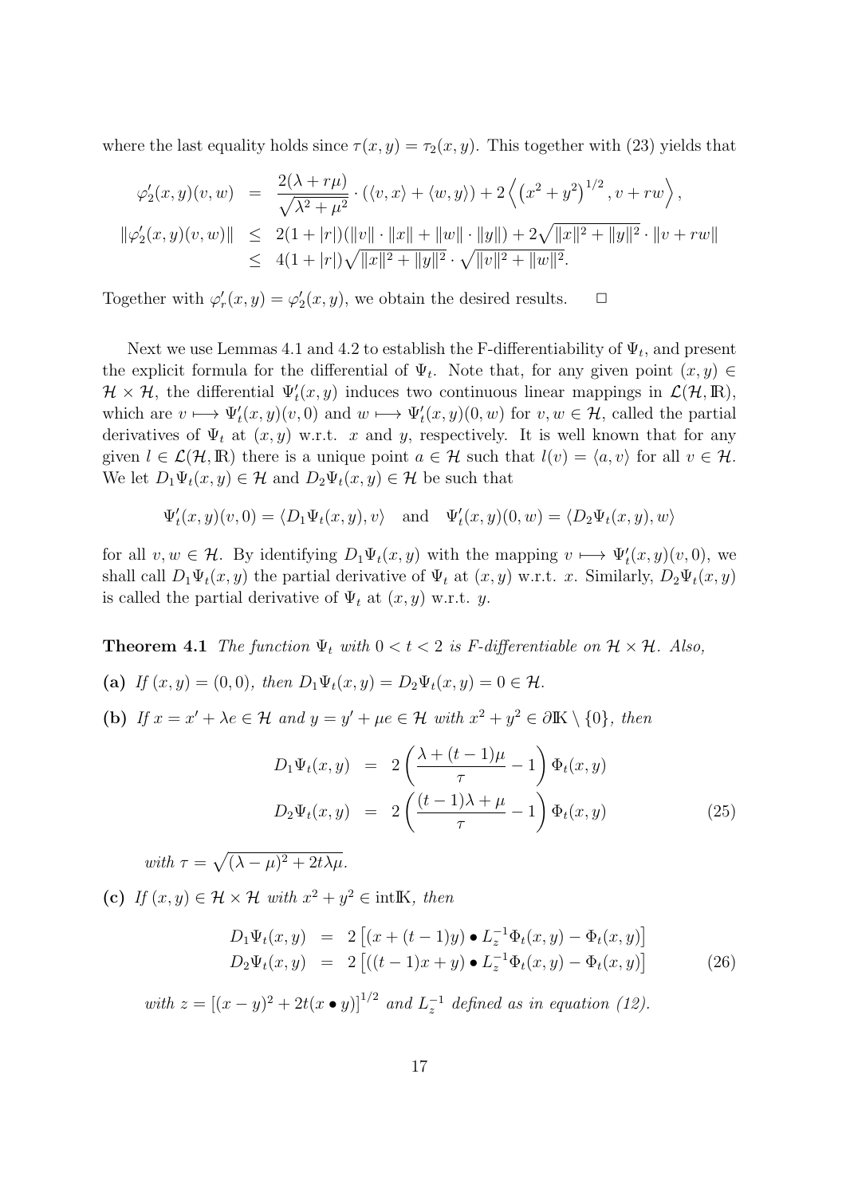where the last equality holds since $\tau(x,y) = \tau_2(x,y)$. This together with (23) yields that

$$
\begin{aligned}
\varphi_2'(x,y)(v,w) &= \frac{2(\lambda + r\mu)}{\sqrt{\lambda^2+\mu^2}} \cdot (\langle v, x\rangle + \langle w, y\rangle) + 2\left\langle \left(x^2+y^2\right)^{1/2}, v + rw \right\rangle, \\
\|\varphi_2'(x,y)(v,w)\| &\leq 2(1+|r|)(\|v\|\cdot\|x\| + \|w\|\cdot\|y\|) + 2\sqrt{\|x\|^2+\|y\|^2}\cdot\|v+rw\| \\
&\leq 4(1+|r|)\sqrt{\|x\|^2+\|y\|^2}\cdot\sqrt{\|v\|^2+\|w\|^2}.
\end{aligned}
$$

Together with $\varphi_r'(x,y) = \varphi_2'(x,y)$, we obtain the desired results. $\Box$

Next we use Lemmas 4.1 and 4.2 to establish the F-differentiability of $\Psi_t$, and present the explicit formula for the differential of $\Psi_t$. Note that, for any given point $(x,y) \in \mathcal{H}\times\mathcal{H}$, the differential $\Psi_t'(x,y)$ induces two continuous linear mappings in $\mathcal{L}(\mathcal{H}, \mathbb{R})$, which are $v \longmapsto \Psi_t'(x,y)(v,0)$ and $w \longmapsto \Psi_t'(x,y)(0,w)$ for $v,w\in\mathcal{H}$, called the partial derivatives of $\Psi_t$ at $(x,y)$ w.r.t. $x$ and $y$, respectively. It is well known that for any given $l \in \mathcal{L}(\mathcal{H},\mathbb{R})$ there is a unique point $a\in\mathcal{H}$ such that $l(v) = \langle a, v\rangle$ for all $v\in\mathcal{H}$. We let $D_1\Psi_t(x,y)\in\mathcal{H}$ and $D_2\Psi_t(x,y)\in\mathcal{H}$ be such that

$$
\Psi_t'(x,y)(v,0) = \langle D_1\Psi_t(x,y), v\rangle \quad \text{and} \quad \Psi_t'(x,y)(0,w) = \langle D_2\Psi_t(x,y), w\rangle
$$

for all $v,w\in\mathcal{H}$. By identifying $D_1\Psi_t(x,y)$ with the mapping $v\longmapsto \Psi_t'(x,y)(v,0)$, we shall call $D_1\Psi_t(x,y)$ the partial derivative of $\Psi_t$ at $(x,y)$ w.r.t. $x$. Similarly, $D_2\Psi_t(x,y)$ is called the partial derivative of $\Psi_t$ at $(x,y)$ w.r.t. $y$.

**Theorem 4.1** *The function $\Psi_t$ with $0<t<2$ is F-differentiable on $\mathcal{H}\times\mathcal{H}$. Also,*

**(a)** *If $(x,y) = (0,0)$, then $D_1\Psi_t(x,y) = D_2\Psi_t(x,y) = 0 \in \mathcal{H}$.*

**(b)** *If $x = x' + \lambda e \in \mathcal{H}$ and $y = y' + \mu e \in \mathcal{H}$ with $x^2+y^2 \in \partial\mathbb{K}\setminus\{0\}$, then*

$$
\begin{aligned}
D_1\Psi_t(x,y) &= 2\left(\frac{\lambda + (t-1)\mu}{\tau} - 1\right)\Phi_t(x,y) \\
D_2\Psi_t(x,y) &= 2\left(\frac{(t-1)\lambda + \mu}{\tau} - 1\right)\Phi_t(x,y)
\end{aligned} \tag{25}
$$

*with $\tau = \sqrt{(\lambda-\mu)^2 + 2t\lambda\mu}$.*

**(c)** *If $(x,y)\in\mathcal{H}\times\mathcal{H}$ with $x^2+y^2 \in \text{int}\mathbb{K}$, then*

$$
\begin{aligned}
D_1\Psi_t(x,y) &= 2\left[(x + (t-1)y)\bullet L_z^{-1}\Phi_t(x,y) - \Phi_t(x,y)\right] \\
D_2\Psi_t(x,y) &= 2\left[((t-1)x + y)\bullet L_z^{-1}\Phi_t(x,y) - \Phi_t(x,y)\right]
\end{aligned} \tag{26}
$$

*with $z = \left[(x-y)^2 + 2t(x\bullet y)\right]^{1/2}$ and $L_z^{-1}$ defined as in equation (12).*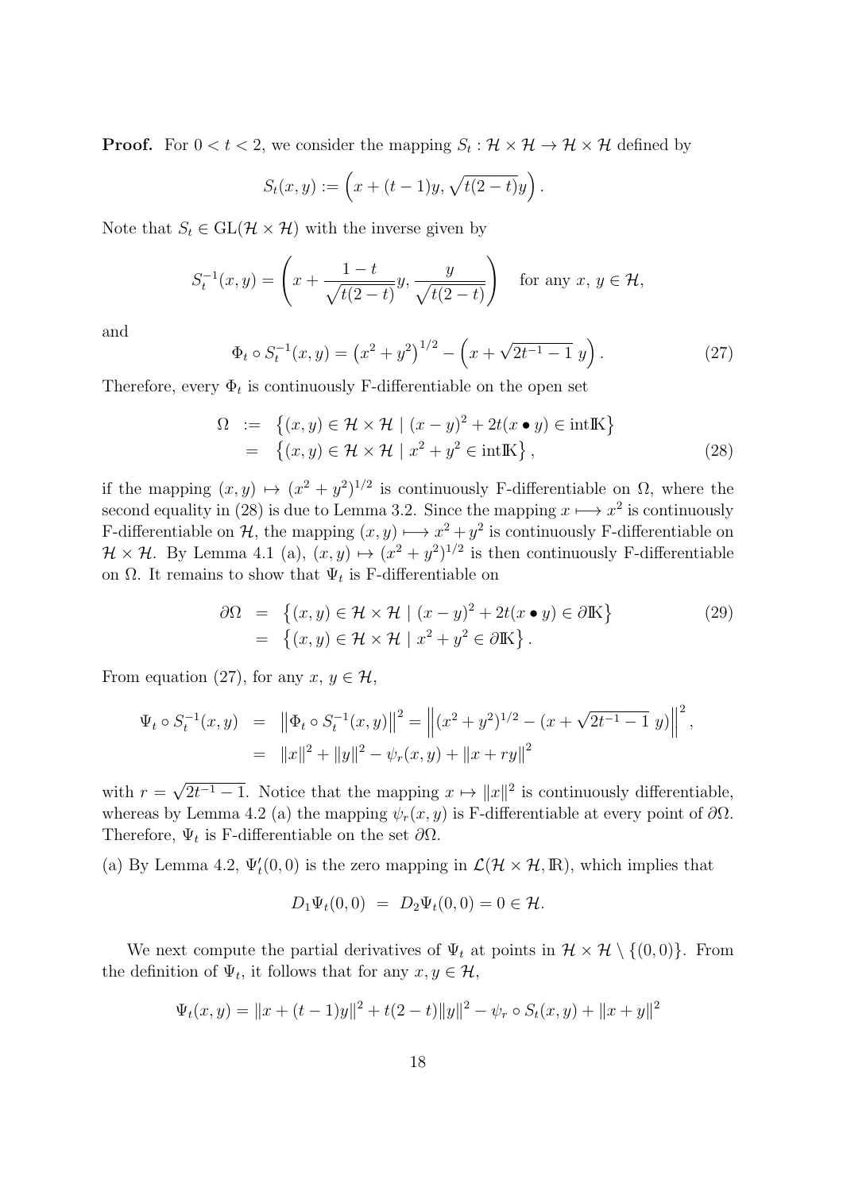**Proof.** For $0 < t < 2$, we consider the mapping $S_t : \mathcal{H} \times \mathcal{H} \to \mathcal{H} \times \mathcal{H}$ defined by

$$S_t(x, y) := \left( x + (t-1)y, \sqrt{t(2-t)}y \right).$$

Note that $S_t \in \mathrm{GL}(\mathcal{H} \times \mathcal{H})$ with the inverse given by

$$S_t^{-1}(x, y) = \left( x + \frac{1-t}{\sqrt{t(2-t)}}y, \frac{y}{\sqrt{t(2-t)}} \right) \quad \text{for any } x,\, y \in \mathcal{H},$$

and

$$\Phi_t \circ S_t^{-1}(x, y) = \left(x^2 + y^2\right)^{1/2} - \left( x + \sqrt{2t^{-1} - 1}\; y \right). \tag{27}$$

Therefore, every $\Phi_t$ is continuously F-differentiable on the open set

$$\begin{aligned} \Omega \;&:=\; \left\{ (x, y) \in \mathcal{H} \times \mathcal{H} \mid (x-y)^2 + 2t(x \bullet y) \in \mathrm{int}\mathbb{K} \right\} \\ &=\; \left\{ (x, y) \in \mathcal{H} \times \mathcal{H} \mid x^2 + y^2 \in \mathrm{int}\mathbb{K} \right\}, \end{aligned} \tag{28}$$

if the mapping $(x, y) \mapsto (x^2 + y^2)^{1/2}$ is continuously F-differentiable on $\Omega$, where the second equality in (28) is due to Lemma 3.2. Since the mapping $x \longmapsto x^2$ is continuously F-differentiable on $\mathcal{H}$, the mapping $(x, y) \longmapsto x^2 + y^2$ is continuously F-differentiable on $\mathcal{H} \times \mathcal{H}$. By Lemma 4.1 (a), $(x, y) \mapsto (x^2 + y^2)^{1/2}$ is then continuously F-differentiable on $\Omega$. It remains to show that $\Psi_t$ is F-differentiable on

$$\begin{aligned} \partial\Omega \;&=\; \left\{ (x, y) \in \mathcal{H} \times \mathcal{H} \mid (x-y)^2 + 2t(x \bullet y) \in \partial\mathbb{K} \right\} \\ &=\; \left\{ (x, y) \in \mathcal{H} \times \mathcal{H} \mid x^2 + y^2 \in \partial\mathbb{K} \right\}. \end{aligned} \tag{29}$$

From equation (27), for any $x,\, y \in \mathcal{H}$,

$$\begin{aligned} \Psi_t \circ S_t^{-1}(x, y) \;&=\; \left\| \Phi_t \circ S_t^{-1}(x, y) \right\|^2 = \left\| (x^2 + y^2)^{1/2} - (x + \sqrt{2t^{-1} - 1}\; y) \right\|^2, \\ &=\; \|x\|^2 + \|y\|^2 - \psi_r(x, y) + \|x + ry\|^2 \end{aligned}$$

with $r = \sqrt{2t^{-1} - 1}$. Notice that the mapping $x \mapsto \|x\|^2$ is continuously differentiable, whereas by Lemma 4.2 (a) the mapping $\psi_r(x, y)$ is F-differentiable at every point of $\partial\Omega$. Therefore, $\Psi_t$ is F-differentiable on the set $\partial\Omega$.

(a) By Lemma 4.2, $\Psi_t'(0, 0)$ is the zero mapping in $\mathcal{L}(\mathcal{H} \times \mathcal{H}, \mathbb{R})$, which implies that

$$D_1\Psi_t(0, 0) \;=\; D_2\Psi_t(0, 0) = 0 \in \mathcal{H}.$$

We next compute the partial derivatives of $\Psi_t$ at points in $\mathcal{H} \times \mathcal{H} \setminus \{(0, 0)\}$. From the definition of $\Psi_t$, it follows that for any $x, y \in \mathcal{H}$,

$$\Psi_t(x, y) = \|x + (t-1)y\|^2 + t(2-t)\|y\|^2 - \psi_r \circ S_t(x, y) + \|x + y\|^2$$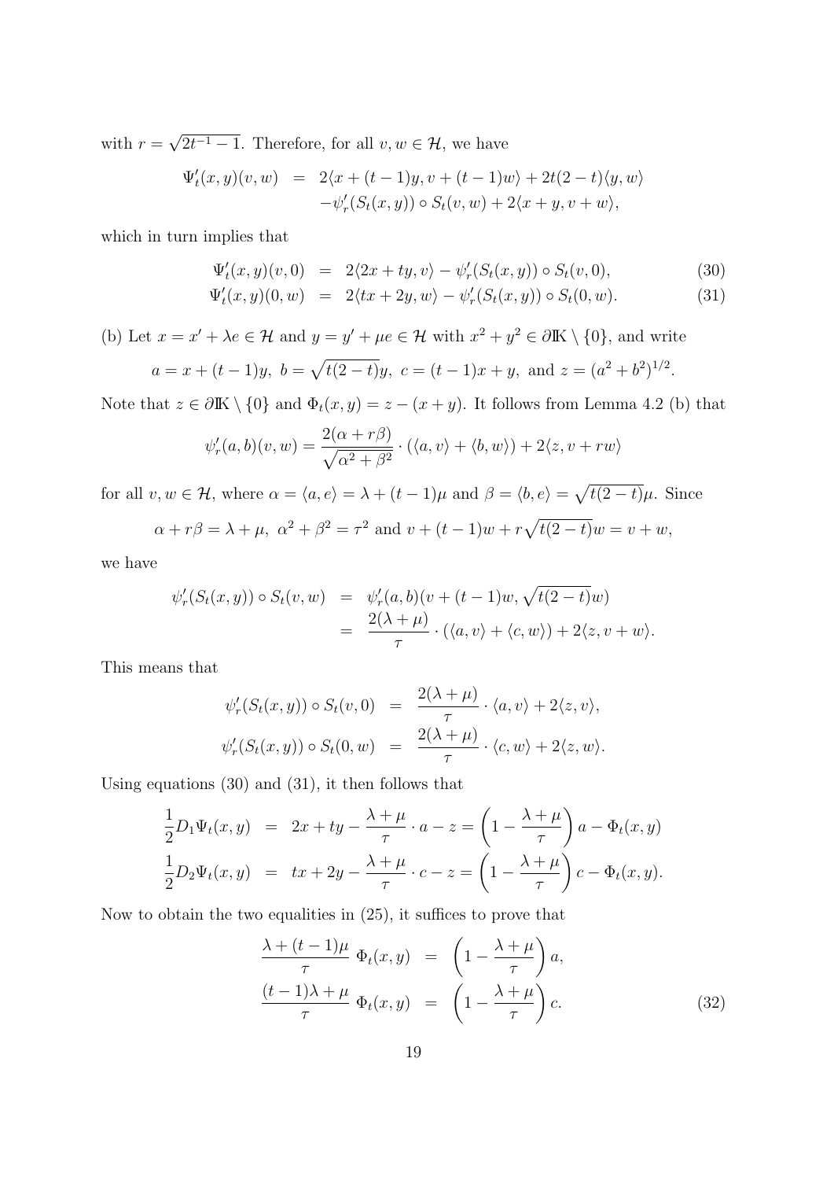with $r = \sqrt{2t^{-1} - 1}$. Therefore, for all $v, w \in \mathcal{H}$, we have

$$\begin{aligned}
\Psi_t'(x,y)(v,w) &= 2\langle x + (t-1)y, v + (t-1)w\rangle + 2t(2-t)\langle y, w\rangle \\
&\quad - \psi_r'(S_t(x,y)) \circ S_t(v,w) + 2\langle x+y, v+w\rangle,
\end{aligned}$$

which in turn implies that

$$\Psi_t'(x,y)(v,0) = 2\langle 2x + ty, v\rangle - \psi_r'(S_t(x,y)) \circ S_t(v,0), \tag{30}$$

$$\Psi_t'(x,y)(0,w) = 2\langle tx + 2y, w\rangle - \psi_r'(S_t(x,y)) \circ S_t(0,w). \tag{31}$$

(b) Let $x = x' + \lambda e \in \mathcal{H}$ and $y = y' + \mu e \in \mathcal{H}$ with $x^2 + y^2 \in \partial \mathbb{K} \setminus \{0\}$, and write

$$a = x + (t-1)y,\ b = \sqrt{t(2-t)}y,\ c = (t-1)x + y, \text{ and } z = (a^2 + b^2)^{1/2}.$$

Note that $z \in \partial \mathbb{K} \setminus \{0\}$ and $\Phi_t(x,y) = z - (x+y)$. It follows from Lemma 4.2 (b) that

$$\psi_r'(a,b)(v,w) = \frac{2(\alpha + r\beta)}{\sqrt{\alpha^2 + \beta^2}} \cdot (\langle a, v\rangle + \langle b, w\rangle) + 2\langle z, v + rw\rangle$$

for all $v, w \in \mathcal{H}$, where $\alpha = \langle a, e\rangle = \lambda + (t-1)\mu$ and $\beta = \langle b, e\rangle = \sqrt{t(2-t)}\mu$. Since

$$\alpha + r\beta = \lambda + \mu,\ \alpha^2 + \beta^2 = \tau^2 \text{ and } v + (t-1)w + r\sqrt{t(2-t)}w = v + w,$$

we have

$$\begin{aligned}
\psi_r'(S_t(x,y)) \circ S_t(v,w) &= \psi_r'(a,b)(v + (t-1)w, \sqrt{t(2-t)}w) \\
&= \frac{2(\lambda + \mu)}{\tau} \cdot (\langle a, v\rangle + \langle c, w\rangle) + 2\langle z, v + w\rangle.
\end{aligned}$$

This means that

$$\begin{aligned}
\psi_r'(S_t(x,y)) \circ S_t(v,0) &= \frac{2(\lambda + \mu)}{\tau} \cdot \langle a, v\rangle + 2\langle z, v\rangle, \\
\psi_r'(S_t(x,y)) \circ S_t(0,w) &= \frac{2(\lambda + \mu)}{\tau} \cdot \langle c, w\rangle + 2\langle z, w\rangle.
\end{aligned}$$

Using equations (30) and (31), it then follows that

$$\begin{aligned}
\frac{1}{2} D_1 \Psi_t(x,y) &= 2x + ty - \frac{\lambda + \mu}{\tau} \cdot a - z = \left(1 - \frac{\lambda + \mu}{\tau}\right) a - \Phi_t(x,y) \\
\frac{1}{2} D_2 \Psi_t(x,y) &= tx + 2y - \frac{\lambda + \mu}{\tau} \cdot c - z = \left(1 - \frac{\lambda + \mu}{\tau}\right) c - \Phi_t(x,y).
\end{aligned}$$

Now to obtain the two equalities in (25), it suffices to prove that

$$\begin{aligned}
\frac{\lambda + (t-1)\mu}{\tau}\ \Phi_t(x,y) &= \left(1 - \frac{\lambda + \mu}{\tau}\right) a, \\
\frac{(t-1)\lambda + \mu}{\tau}\ \Phi_t(x,y) &= \left(1 - \frac{\lambda + \mu}{\tau}\right) c.
\end{aligned} \tag{32}$$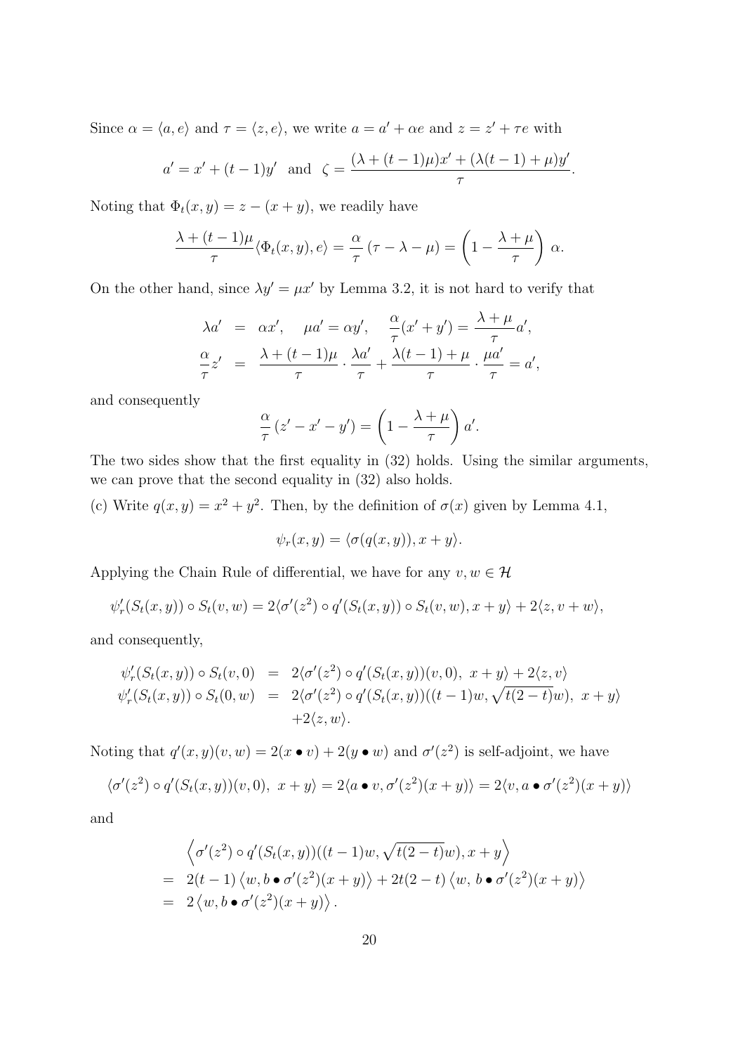Since $\alpha = \langle a, e\rangle$ and $\tau = \langle z, e\rangle$, we write $a = a' + \alpha e$ and $z = z' + \tau e$ with

$$a' = x' + (t-1)y' \quad \text{and} \quad \zeta = \frac{(\lambda + (t-1)\mu)x' + (\lambda(t-1) + \mu)y'}{\tau}.$$

Noting that $\Phi_t(x, y) = z - (x + y)$, we readily have

$$\frac{\lambda + (t-1)\mu}{\tau}\langle \Phi_t(x, y), e\rangle = \frac{\alpha}{\tau}\,(\tau - \lambda - \mu) = \left(1 - \frac{\lambda + \mu}{\tau}\right)\,\alpha.$$

On the other hand, since $\lambda y' = \mu x'$ by Lemma 3.2, it is not hard to verify that

$$\begin{aligned}
\lambda a' &= \alpha x', \quad \mu a' = \alpha y', \quad \frac{\alpha}{\tau}(x' + y') = \frac{\lambda + \mu}{\tau} a', \\
\frac{\alpha}{\tau} z' &= \frac{\lambda + (t-1)\mu}{\tau} \cdot \frac{\lambda a'}{\tau} + \frac{\lambda(t-1) + \mu}{\tau} \cdot \frac{\mu a'}{\tau} = a',
\end{aligned}$$

and consequently

$$\frac{\alpha}{\tau}\,(z' - x' - y') = \left(1 - \frac{\lambda + \mu}{\tau}\right) a'.$$

The two sides show that the first equality in (32) holds. Using the similar arguments, we can prove that the second equality in (32) also holds.

(c) Write $q(x, y) = x^2 + y^2$. Then, by the definition of $\sigma(x)$ given by Lemma 4.1,

$$\psi_r(x, y) = \langle \sigma(q(x, y)), x + y\rangle.$$

Applying the Chain Rule of differential, we have for any $v, w \in \mathcal{H}$

$$\psi_r'(S_t(x, y)) \circ S_t(v, w) = 2\langle \sigma'(z^2) \circ q'(S_t(x, y)) \circ S_t(v, w), x + y\rangle + 2\langle z, v + w\rangle,$$

and consequently,

$$\begin{aligned}
\psi_r'(S_t(x, y)) \circ S_t(v, 0) &= 2\langle \sigma'(z^2) \circ q'(S_t(x, y))(v, 0),\ x + y\rangle + 2\langle z, v\rangle \\
\psi_r'(S_t(x, y)) \circ S_t(0, w) &= 2\langle \sigma'(z^2) \circ q'(S_t(x, y))((t-1)w, \sqrt{t(2-t)}w),\ x + y\rangle \\
&\quad + 2\langle z, w\rangle.
\end{aligned}$$

Noting that $q'(x, y)(v, w) = 2(x \bullet v) + 2(y \bullet w)$ and $\sigma'(z^2)$ is self-adjoint, we have

$$\langle \sigma'(z^2) \circ q'(S_t(x, y))(v, 0),\ x + y\rangle = 2\langle a \bullet v, \sigma'(z^2)(x + y)\rangle = 2\langle v, a \bullet \sigma'(z^2)(x + y)\rangle$$

and

$$\begin{aligned}
&\left\langle \sigma'(z^2) \circ q'(S_t(x, y))((t-1)w, \sqrt{t(2-t)}w), x + y\right\rangle \\
= \ & 2(t-1)\left\langle w, b \bullet \sigma'(z^2)(x + y)\right\rangle + 2t(2-t)\left\langle w,\ b \bullet \sigma'(z^2)(x + y)\right\rangle \\
= \ & 2\left\langle w, b \bullet \sigma'(z^2)(x + y)\right\rangle.
\end{aligned}$$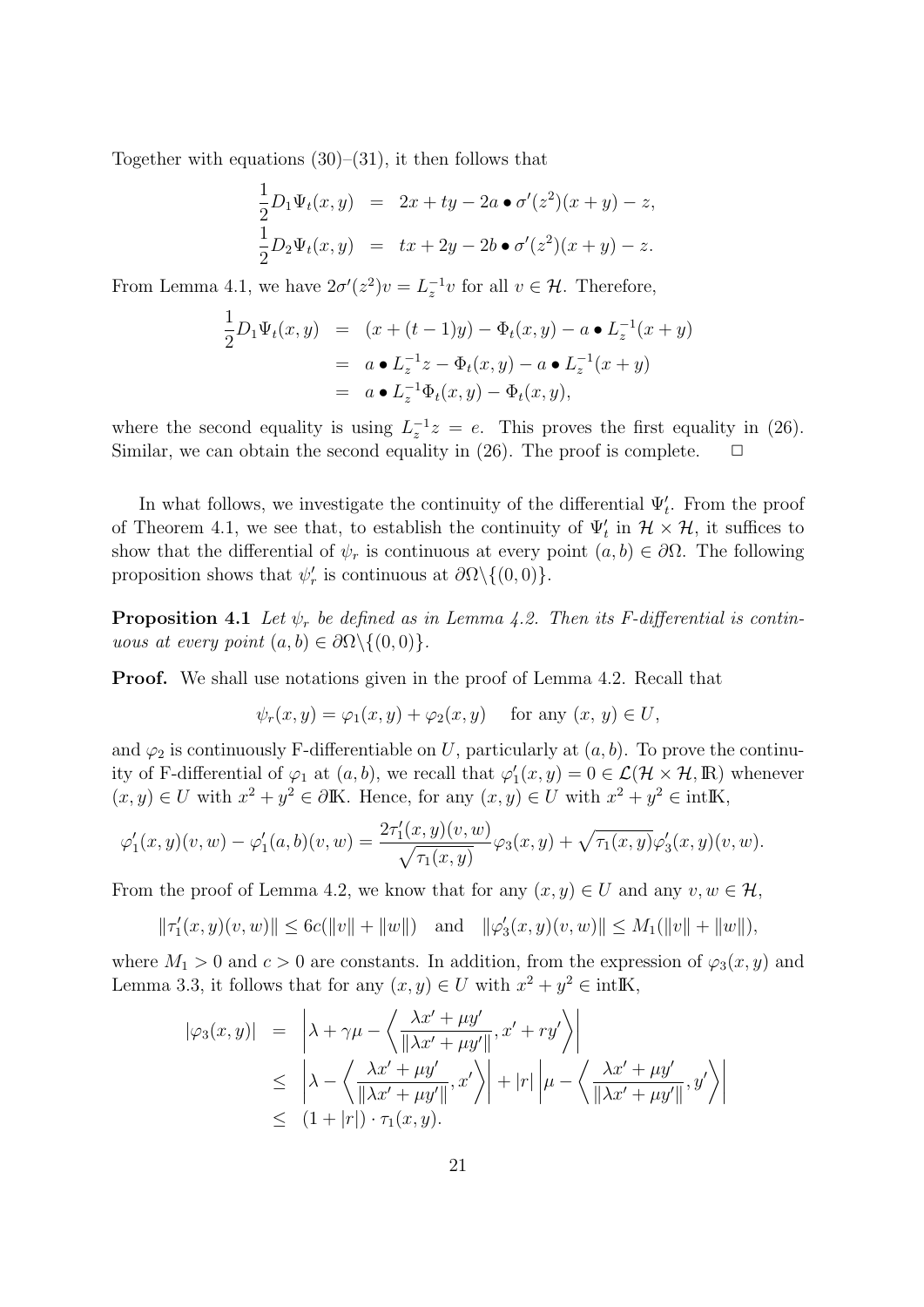Together with equations (30)–(31), it then follows that

$$
\begin{aligned}
\frac{1}{2}D_1\Psi_t(x,y) &= 2x + ty - 2a \bullet \sigma'(z^2)(x+y) - z,\\
\frac{1}{2}D_2\Psi_t(x,y) &= tx + 2y - 2b \bullet \sigma'(z^2)(x+y) - z.
\end{aligned}
$$

From Lemma 4.1, we have $2\sigma'(z^2)v = L_z^{-1}v$ for all $v \in \mathcal{H}$. Therefore,

$$
\begin{aligned}
\frac{1}{2}D_1\Psi_t(x,y) &= (x + (t-1)y) - \Phi_t(x,y) - a \bullet L_z^{-1}(x+y)\\
&= a \bullet L_z^{-1}z - \Phi_t(x,y) - a \bullet L_z^{-1}(x+y)\\
&= a \bullet L_z^{-1}\Phi_t(x,y) - \Phi_t(x,y),
\end{aligned}
$$

where the second equality is using $L_z^{-1}z = e$. This proves the first equality in (26). Similar, we can obtain the second equality in (26). The proof is complete. $\Box$

In what follows, we investigate the continuity of the differential $\Psi_t'$. From the proof of Theorem 4.1, we see that, to establish the continuity of $\Psi_t'$ in $\mathcal{H} \times \mathcal{H}$, it suffices to show that the differential of $\psi_r$ is continuous at every point $(a,b) \in \partial\Omega$. The following proposition shows that $\psi_r'$ is continuous at $\partial\Omega\backslash\{(0,0)\}$.

**Proposition 4.1** *Let $\psi_r$ be defined as in Lemma 4.2. Then its F-differential is continuous at every point $(a,b) \in \partial\Omega\backslash\{(0,0)\}$.*

**Proof.** We shall use notations given in the proof of Lemma 4.2. Recall that

$$
\psi_r(x,y) = \varphi_1(x,y) + \varphi_2(x,y) \quad \text{for any } (x,\, y) \in U,
$$

and $\varphi_2$ is continuously F-differentiable on $U$, particularly at $(a,b)$. To prove the continuity of F-differential of $\varphi_1$ at $(a,b)$, we recall that $\varphi_1'(x,y) = 0 \in \mathcal{L}(\mathcal{H} \times \mathcal{H}, \mathbb{R})$ whenever $(x,y) \in U$ with $x^2 + y^2 \in \partial\mathbb{K}$. Hence, for any $(x,y) \in U$ with $x^2 + y^2 \in \text{int}\mathbb{K}$,

$$
\varphi_1'(x,y)(v,w) - \varphi_1'(a,b)(v,w) = \frac{2\tau_1'(x,y)(v,w)}{\sqrt{\tau_1(x,y)}}\varphi_3(x,y) + \sqrt{\tau_1(x,y)}\varphi_3'(x,y)(v,w).
$$

From the proof of Lemma 4.2, we know that for any $(x,y) \in U$ and any $v,w \in \mathcal{H}$,

$$
\|\tau_1'(x,y)(v,w)\| \le 6c(\|v\| + \|w\|) \quad \text{and} \quad \|\varphi_3'(x,y)(v,w)\| \le M_1(\|v\| + \|w\|),
$$

where $M_1 > 0$ and $c > 0$ are constants. In addition, from the expression of $\varphi_3(x,y)$ and Lemma 3.3, it follows that for any $(x,y) \in U$ with $x^2 + y^2 \in \text{int}\mathbb{K}$,

$$
\begin{aligned}
|\varphi_3(x,y)| &= \left|\lambda + \gamma\mu - \left\langle \frac{\lambda x' + \mu y'}{\|\lambda x' + \mu y'\|}, x' + r y' \right\rangle\right|\\
&\le \left|\lambda - \left\langle \frac{\lambda x' + \mu y'}{\|\lambda x' + \mu y'\|}, x' \right\rangle\right| + |r|\left|\mu - \left\langle \frac{\lambda x' + \mu y'}{\|\lambda x' + \mu y'\|}, y' \right\rangle\right|\\
&\le (1 + |r|) \cdot \tau_1(x,y).
\end{aligned}
$$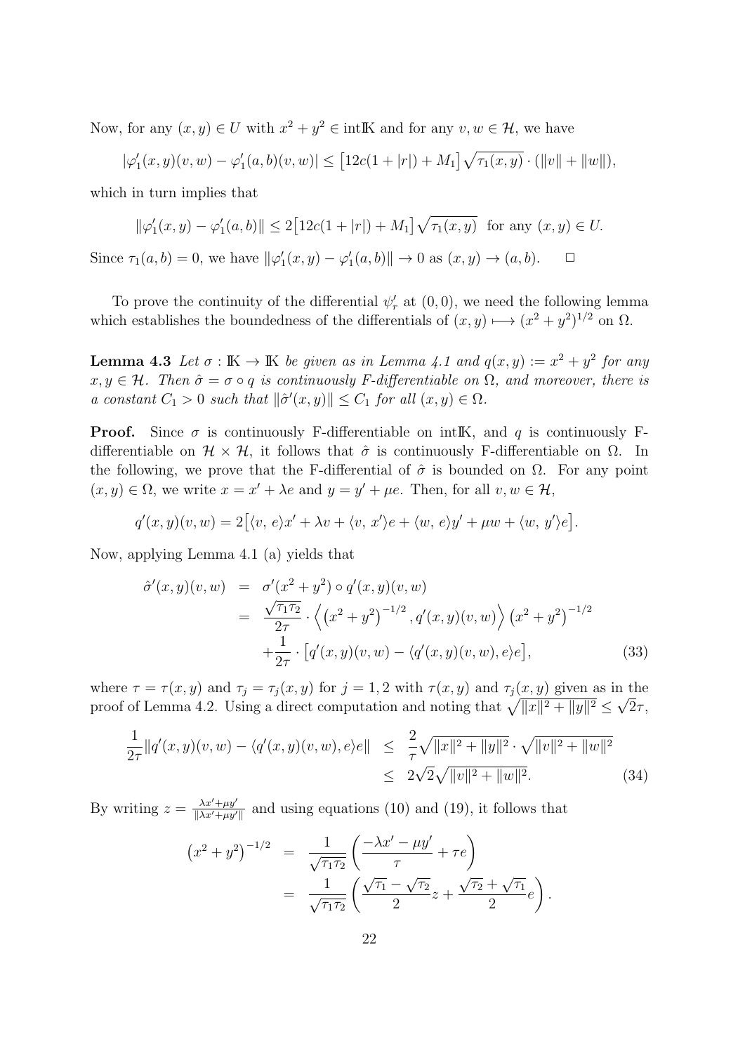Now, for any $(x, y) \in U$ with $x^2 + y^2 \in \text{int}\mathbb{K}$ and for any $v, w \in \mathcal{H}$, we have

$$|\varphi_1'(x, y)(v, w) - \varphi_1'(a, b)(v, w)| \leq \left[12c(1 + |r|) + M_1\right] \sqrt{\tau_1(x, y)} \cdot (\|v\| + \|w\|),$$

which in turn implies that

$$\|\varphi_1'(x, y) - \varphi_1'(a, b)\| \leq 2\left[12c(1 + |r|) + M_1\right] \sqrt{\tau_1(x, y)} \quad \text{for any } (x, y) \in U.$$

Since $\tau_1(a, b) = 0$, we have $\|\varphi_1'(x, y) - \varphi_1'(a, b)\| \to 0$ as $(x, y) \to (a, b)$. $\qquad \square$

To prove the continuity of the differential $\psi_r'$ at $(0, 0)$, we need the following lemma which establishes the boundedness of the differentials of $(x, y) \longmapsto (x^2 + y^2)^{1/2}$ on $\Omega$.

**Lemma 4.3** *Let $\sigma : \mathbb{K} \to \mathbb{K}$ be given as in Lemma 4.1 and $q(x, y) := x^2 + y^2$ for any $x, y \in \mathcal{H}$. Then $\hat{\sigma} = \sigma \circ q$ is continuously F-differentiable on $\Omega$, and moreover, there is a constant $C_1 > 0$ such that $\|\hat{\sigma}'(x, y)\| \leq C_1$ for all $(x, y) \in \Omega$.*

**Proof.** Since $\sigma$ is continuously F-differentiable on $\text{int}\mathbb{K}$, and $q$ is continuously F-differentiable on $\mathcal{H} \times \mathcal{H}$, it follows that $\hat{\sigma}$ is continuously F-differentiable on $\Omega$. In the following, we prove that the F-differential of $\hat{\sigma}$ is bounded on $\Omega$. For any point $(x, y) \in \Omega$, we write $x = x' + \lambda e$ and $y = y' + \mu e$. Then, for all $v, w \in \mathcal{H}$,

$$q'(x, y)(v, w) = 2\big[\langle v,\, e\rangle x' + \lambda v + \langle v,\, x'\rangle e + \langle w,\, e\rangle y' + \mu w + \langle w,\, y'\rangle e\big].$$

Now, applying Lemma 4.1 (a) yields that

$$\begin{aligned}
\hat{\sigma}'(x, y)(v, w) &= \sigma'(x^2 + y^2) \circ q'(x, y)(v, w) \\
&= \frac{\sqrt{\tau_1 \tau_2}}{2\tau} \cdot \left\langle \left(x^2 + y^2\right)^{-1/2}, q'(x, y)(v, w) \right\rangle \left(x^2 + y^2\right)^{-1/2} \\
&\quad + \frac{1}{2\tau} \cdot \big[q'(x, y)(v, w) - \langle q'(x, y)(v, w), e\rangle e\big],
\end{aligned} \tag{33}$$

where $\tau = \tau(x, y)$ and $\tau_j = \tau_j(x, y)$ for $j = 1, 2$ with $\tau(x, y)$ and $\tau_j(x, y)$ given as in the proof of Lemma 4.2. Using a direct computation and noting that $\sqrt{\|x\|^2 + \|y\|^2} \leq \sqrt{2}\tau$,

$$\begin{aligned}
\frac{1}{2\tau}\|q'(x, y)(v, w) - \langle q'(x, y)(v, w), e\rangle e\| &\leq \frac{2}{\tau}\sqrt{\|x\|^2 + \|y\|^2} \cdot \sqrt{\|v\|^2 + \|w\|^2} \\
&\leq 2\sqrt{2}\sqrt{\|v\|^2 + \|w\|^2}.
\end{aligned} \tag{34}$$

By writing $z = \frac{\lambda x' + \mu y'}{\|\lambda x' + \mu y'\|}$ and using equations (10) and (19), it follows that

$$\begin{aligned}
\left(x^2 + y^2\right)^{-1/2} &= \frac{1}{\sqrt{\tau_1 \tau_2}} \left( \frac{-\lambda x' - \mu y'}{\tau} + \tau e \right) \\
&= \frac{1}{\sqrt{\tau_1 \tau_2}} \left( \frac{\sqrt{\tau_1} - \sqrt{\tau_2}}{2} z + \frac{\sqrt{\tau_2} + \sqrt{\tau_1}}{2} e \right).
\end{aligned}$$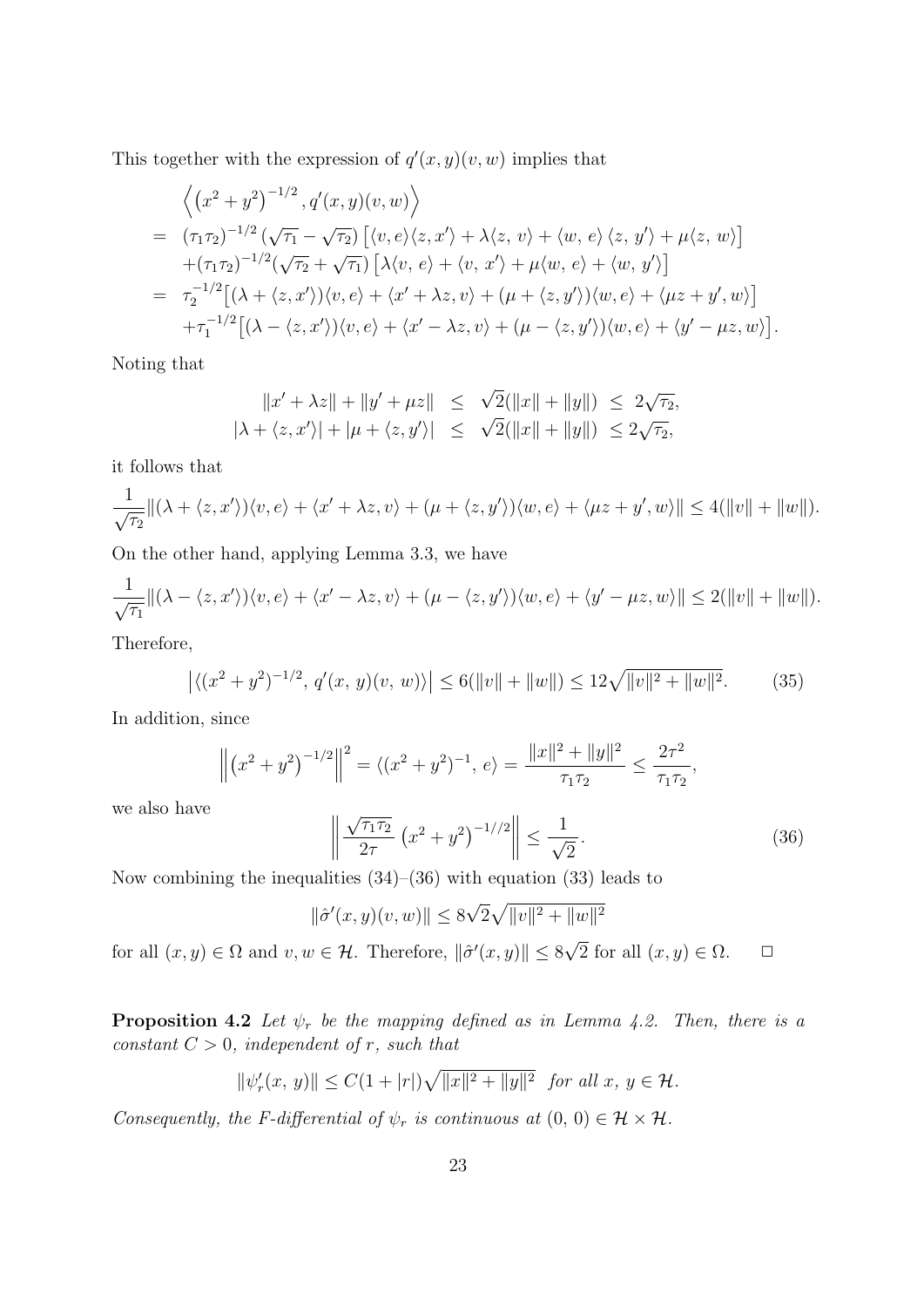This together with the expression of $q'(x,y)(v,w)$ implies that

$$
\begin{aligned}
&\left\langle \left(x^2+y^2\right)^{-1/2}, q'(x,y)(v,w)\right\rangle \\
=\ & (\tau_1\tau_2)^{-1/2}\left(\sqrt{\tau_1}-\sqrt{\tau_2}\right)\left[\langle v,e\rangle\langle z,x'\rangle+\lambda\langle z,\,v\rangle+\langle w,\,e\rangle\,\langle z,\,y'\rangle+\mu\langle z,\,w\rangle\right] \\
&+(\tau_1\tau_2)^{-1/2}(\sqrt{\tau_2}+\sqrt{\tau_1})\left[\lambda\langle v,\,e\rangle+\langle v,\,x'\rangle+\mu\langle w,\,e\rangle+\langle w,\,y'\rangle\right] \\
=\ & \tau_2^{-1/2}\big[(\lambda+\langle z,x'\rangle)\langle v,e\rangle+\langle x'+\lambda z,v\rangle+(\mu+\langle z,y'\rangle)\langle w,e\rangle+\langle \mu z+y',w\rangle\big] \\
&+\tau_1^{-1/2}\big[(\lambda-\langle z,x'\rangle)\langle v,e\rangle+\langle x'-\lambda z,v\rangle+(\mu-\langle z,y'\rangle)\langle w,e\rangle+\langle y'-\mu z,w\rangle\big].
\end{aligned}
$$

Noting that

$$
\begin{aligned}
\|x'+\lambda z\|+\|y'+\mu z\| &\le \sqrt{2}(\|x\|+\|y\|) \ \le\ 2\sqrt{\tau_2}, \\
|\lambda+\langle z,x'\rangle|+|\mu+\langle z,y'\rangle| &\le \sqrt{2}(\|x\|+\|y\|) \ \le 2\sqrt{\tau_2},
\end{aligned}
$$

it follows that

$$
\frac{1}{\sqrt{\tau_2}}\|(\lambda+\langle z,x'\rangle)\langle v,e\rangle+\langle x'+\lambda z,v\rangle+(\mu+\langle z,y'\rangle)\langle w,e\rangle+\langle \mu z+y',w\rangle\|\le 4(\|v\|+\|w\|).
$$

On the other hand, applying Lemma 3.3, we have

$$
\frac{1}{\sqrt{\tau_1}}\|(\lambda-\langle z,x'\rangle)\langle v,e\rangle+\langle x'-\lambda z,v\rangle+(\mu-\langle z,y'\rangle)\langle w,e\rangle+\langle y'-\mu z,w\rangle\|\le 2(\|v\|+\|w\|).
$$

Therefore,

$$
\left|\langle (x^2+y^2)^{-1/2},\, q'(x,\,y)(v,\,w)\rangle\right|\le 6(\|v\|+\|w\|)\le 12\sqrt{\|v\|^2+\|w\|^2}. \tag{35}
$$

In addition, since

$$
\left\|\left(x^2+y^2\right)^{-1/2}\right\|^2=\langle (x^2+y^2)^{-1},\,e\rangle=\frac{\|x\|^2+\|y\|^2}{\tau_1\tau_2}\le\frac{2\tau^2}{\tau_1\tau_2},
$$

we also have

$$
\left\|\frac{\sqrt{\tau_1\tau_2}}{2\tau}\left(x^2+y^2\right)^{-1//2}\right\|\le\frac{1}{\sqrt{2}}. \tag{36}
$$

Now combining the inequalities (34)–(36) with equation (33) leads to

$$
\|\hat{\sigma}'(x,y)(v,w)\|\le 8\sqrt{2}\sqrt{\|v\|^2+\|w\|^2}
$$

for all $(x,y)\in\Omega$ and $v,w\in\mathcal{H}$. Therefore, $\|\hat{\sigma}'(x,y)\|\le 8\sqrt{2}$ for all $(x,y)\in\Omega$. $\square$

**Proposition 4.2** *Let $\psi_r$ be the mapping defined as in Lemma 4.2. Then, there is a constant $C>0$, independent of $r$, such that*

$$
\|\psi_r'(x,\,y)\|\le C(1+|r|)\sqrt{\|x\|^2+\|y\|^2}\ \text{ for all } x,\,y\in\mathcal{H}.
$$

*Consequently, the F-differential of $\psi_r$ is continuous at $(0,\,0)\in\mathcal{H}\times\mathcal{H}$.*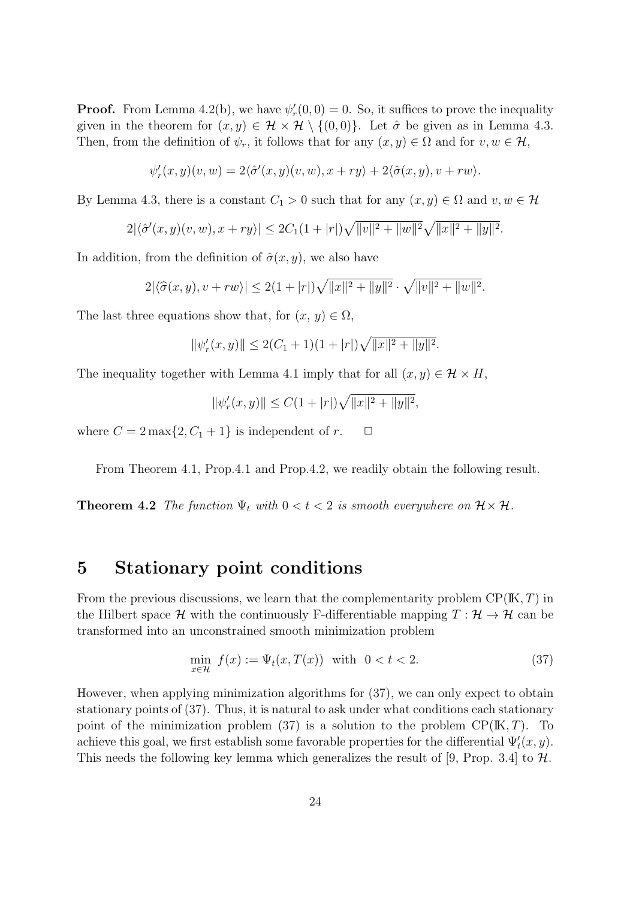**Proof.** From Lemma 4.2(b), we have $\psi_r'(0,0) = 0$. So, it suffices to prove the inequality given in the theorem for $(x,y) \in \mathcal{H} \times \mathcal{H} \setminus \{(0,0)\}$. Let $\hat{\sigma}$ be given as in Lemma 4.3. Then, from the definition of $\psi_r$, it follows that for any $(x,y) \in \Omega$ and for $v, w \in \mathcal{H}$,

$$\psi_r'(x,y)(v,w) = 2\langle \hat{\sigma}'(x,y)(v,w), x+ry\rangle + 2\langle \hat{\sigma}(x,y), v+rw\rangle.$$

By Lemma 4.3, there is a constant $C_1 > 0$ such that for any $(x,y) \in \Omega$ and $v, w \in \mathcal{H}$

$$2|\langle \hat{\sigma}'(x,y)(v,w), x+ry\rangle| \le 2C_1(1+|r|)\sqrt{\|v\|^2 + \|w\|^2}\sqrt{\|x\|^2 + \|y\|^2}.$$

In addition, from the definition of $\hat{\sigma}(x,y)$, we also have

$$2|\langle \widehat{\sigma}(x,y), v+rw\rangle| \le 2(1+|r|)\sqrt{\|x\|^2+\|y\|^2} \cdot \sqrt{\|v\|^2+\|w\|^2}.$$

The last three equations show that, for $(x,\, y) \in \Omega$,

$$\|\psi_r'(x,y)\| \le 2(C_1+1)(1+|r|)\sqrt{\|x\|^2+\|y\|^2}.$$

The inequality together with Lemma 4.1 imply that for all $(x,y) \in \mathcal{H} \times H$,

$$\|\psi_r'(x,y)\| \le C(1+|r|)\sqrt{\|x\|^2+\|y\|^2},$$

where $C = 2\max\{2, C_1+1\}$ is independent of $r$. $\quad\Box$

From Theorem 4.1, Prop.4.1 and Prop.4.2, we readily obtain the following result.

**Theorem 4.2** *The function $\Psi_t$ with $0 < t < 2$ is smooth everywhere on $\mathcal{H} \times \mathcal{H}$.*

# 5 Stationary point conditions

From the previous discussions, we learn that the complementarity problem $\mathrm{CP}(\mathbb{K}, T)$ in the Hilbert space $\mathcal{H}$ with the continuously F-differentiable mapping $T : \mathcal{H} \to \mathcal{H}$ can be transformed into an unconstrained smooth minimization problem

$$\min_{x\in\mathcal{H}} \; f(x) := \Psi_t(x, T(x)) \;\; \text{with} \;\; 0 < t < 2. \tag{37}$$

However, when applying minimization algorithms for (37), we can only expect to obtain stationary points of (37). Thus, it is natural to ask under what conditions each stationary point of the minimization problem (37) is a solution to the problem $\mathrm{CP}(\mathbb{K}, T)$. To achieve this goal, we first establish some favorable properties for the differential $\Psi_t'(x,y)$. This needs the following key lemma which generalizes the result of [9, Prop. 3.4] to $\mathcal{H}$.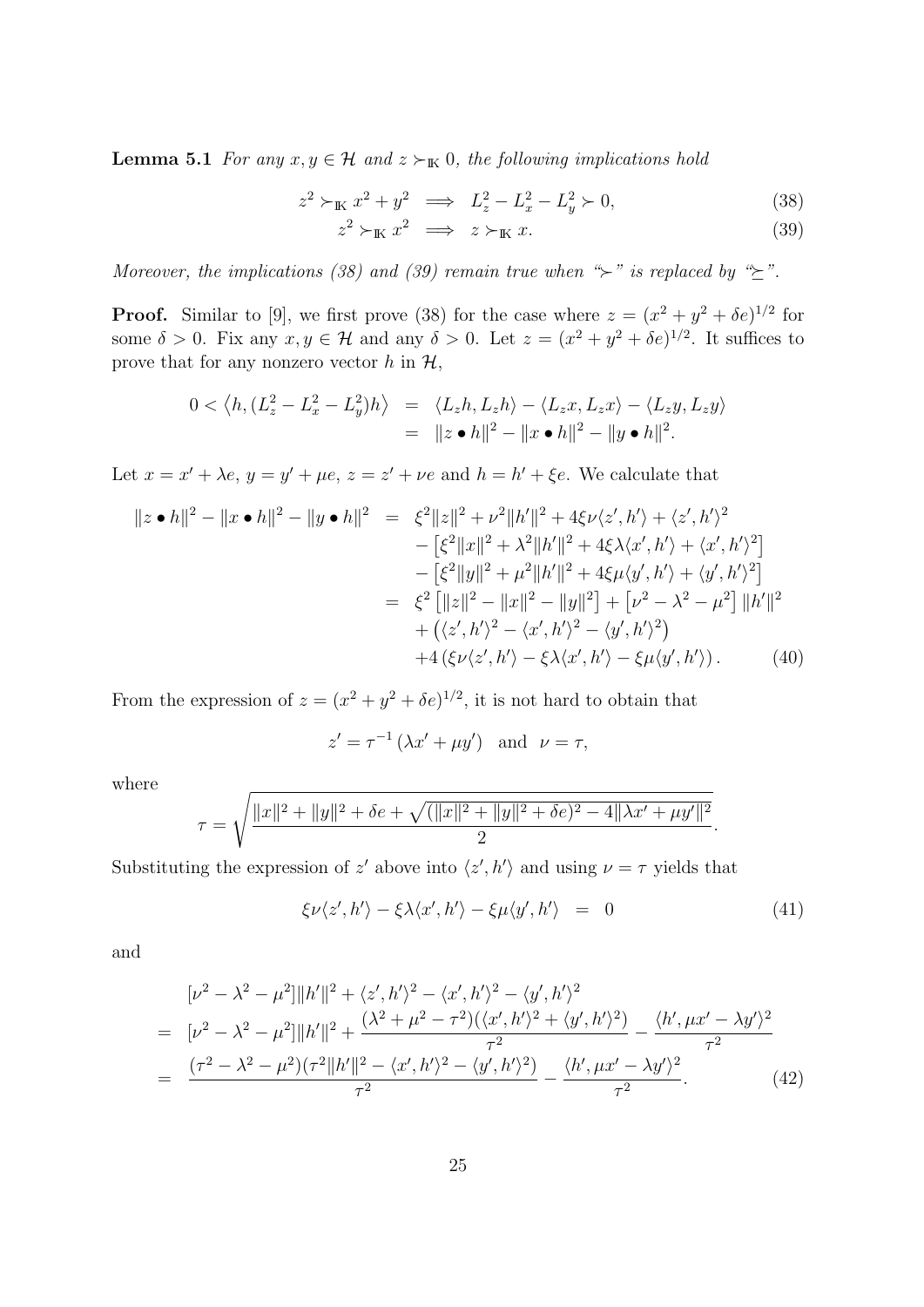**Lemma 5.1** *For any $x, y \in \mathcal{H}$ and $z \succ_{\mathbb{K}} 0$, the following implications hold*

$$z^2 \succ_{\mathbb{K}} x^2 + y^2 \implies L_z^2 - L_x^2 - L_y^2 \succ 0, \tag{38}$$

$$z^2 \succ_{\mathbb{K}} x^2 \implies z \succ_{\mathbb{K}} x. \tag{39}$$

*Moreover, the implications (38) and (39) remain true when "$\succ$" is replaced by "$\succeq$".*

**Proof.** Similar to [9], we first prove (38) for the case where $z = (x^2 + y^2 + \delta e)^{1/2}$ for some $\delta > 0$. Fix any $x, y \in \mathcal{H}$ and any $\delta > 0$. Let $z = (x^2 + y^2 + \delta e)^{1/2}$. It suffices to prove that for any nonzero vector $h$ in $\mathcal{H}$,

$$\begin{aligned} 0 < \left\langle h, (L_z^2 - L_x^2 - L_y^2)h \right\rangle &= \langle L_z h, L_z h\rangle - \langle L_z x, L_z x\rangle - \langle L_z y, L_z y\rangle \\ &= \|z \bullet h\|^2 - \|x \bullet h\|^2 - \|y \bullet h\|^2. \end{aligned}$$

Let $x = x' + \lambda e$, $y = y' + \mu e$, $z = z' + \nu e$ and $h = h' + \xi e$. We calculate that

$$\begin{aligned} \|z \bullet h\|^2 - \|x \bullet h\|^2 - \|y \bullet h\|^2 &= \xi^2 \|z\|^2 + \nu^2 \|h'\|^2 + 4\xi\nu\langle z', h'\rangle + \langle z', h'\rangle^2 \\ &\quad - \left[\xi^2\|x\|^2 + \lambda^2\|h'\|^2 + 4\xi\lambda\langle x', h'\rangle + \langle x', h'\rangle^2\right] \\ &\quad - \left[\xi^2\|y\|^2 + \mu^2\|h'\|^2 + 4\xi\mu\langle y', h'\rangle + \langle y', h'\rangle^2\right] \\ &= \xi^2\left[\|z\|^2 - \|x\|^2 - \|y\|^2\right] + \left[\nu^2 - \lambda^2 - \mu^2\right]\|h'\|^2 \\ &\quad + \left(\langle z', h'\rangle^2 - \langle x', h'\rangle^2 - \langle y', h'\rangle^2\right) \\ &\quad + 4\left(\xi\nu\langle z', h'\rangle - \xi\lambda\langle x', h'\rangle - \xi\mu\langle y', h'\rangle\right). \end{aligned} \tag{40}$$

From the expression of $z = (x^2 + y^2 + \delta e)^{1/2}$, it is not hard to obtain that

$$z' = \tau^{-1}(\lambda x' + \mu y') \quad \text{and} \quad \nu = \tau,$$

where

$$\tau = \sqrt{\frac{\|x\|^2 + \|y\|^2 + \delta e + \sqrt{(\|x\|^2 + \|y\|^2 + \delta e)^2 - 4\|\lambda x' + \mu y'\|^2}}{2}}.$$

Substituting the expression of $z'$ above into $\langle z', h'\rangle$ and using $\nu = \tau$ yields that

$$\xi\nu\langle z', h'\rangle - \xi\lambda\langle x', h'\rangle - \xi\mu\langle y', h'\rangle \;=\; 0 \tag{41}$$

and

$$\begin{aligned} &[\nu^2 - \lambda^2 - \mu^2]\|h'\|^2 + \langle z', h'\rangle^2 - \langle x', h'\rangle^2 - \langle y', h'\rangle^2 \\ =\;& [\nu^2 - \lambda^2 - \mu^2]\|h'\|^2 + \frac{(\lambda^2 + \mu^2 - \tau^2)(\langle x', h'\rangle^2 + \langle y', h'\rangle^2)}{\tau^2} - \frac{\langle h', \mu x' - \lambda y'\rangle^2}{\tau^2} \\ =\;& \frac{(\tau^2 - \lambda^2 - \mu^2)(\tau^2\|h'\|^2 - \langle x', h'\rangle^2 - \langle y', h'\rangle^2)}{\tau^2} - \frac{\langle h', \mu x' - \lambda y'\rangle^2}{\tau^2}. \end{aligned} \tag{42}$$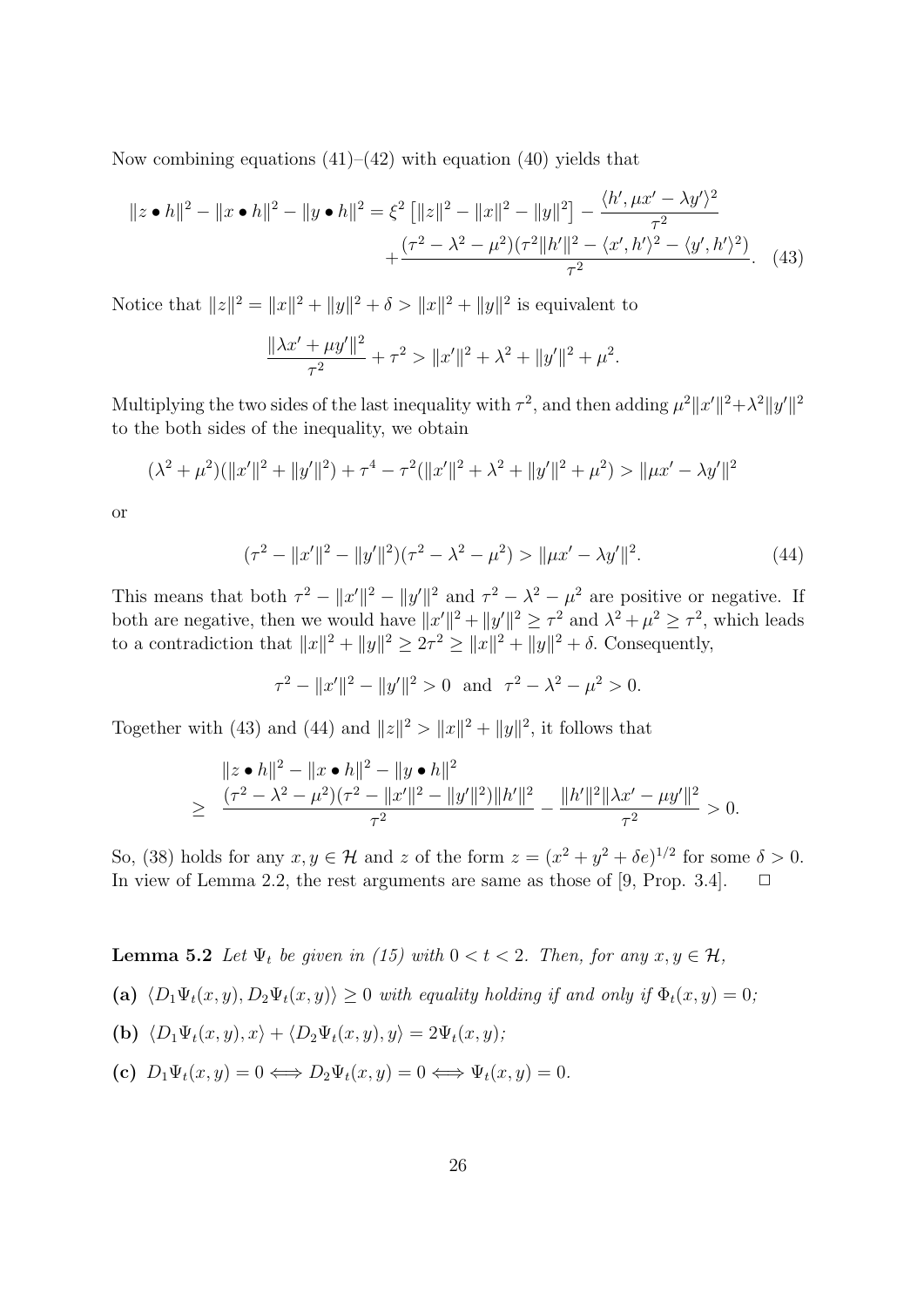Now combining equations (41)–(42) with equation (40) yields that

$$\|z \bullet h\|^2 - \|x \bullet h\|^2 - \|y \bullet h\|^2 = \xi^2 \left[\|z\|^2 - \|x\|^2 - \|y\|^2\right] - \frac{\langle h', \mu x' - \lambda y'\rangle^2}{\tau^2} + \frac{(\tau^2 - \lambda^2 - \mu^2)(\tau^2\|h'\|^2 - \langle x', h'\rangle^2 - \langle y', h'\rangle^2)}{\tau^2}. \quad (43)$$

Notice that $\|z\|^2 = \|x\|^2 + \|y\|^2 + \delta > \|x\|^2 + \|y\|^2$ is equivalent to

$$\frac{\|\lambda x' + \mu y'\|^2}{\tau^2} + \tau^2 > \|x'\|^2 + \lambda^2 + \|y'\|^2 + \mu^2.$$

Multiplying the two sides of the last inequality with $\tau^2$, and then adding $\mu^2\|x'\|^2 + \lambda^2\|y'\|^2$ to the both sides of the inequality, we obtain

$$(\lambda^2 + \mu^2)(\|x'\|^2 + \|y'\|^2) + \tau^4 - \tau^2(\|x'\|^2 + \lambda^2 + \|y'\|^2 + \mu^2) > \|\mu x' - \lambda y'\|^2$$

or

$$(\tau^2 - \|x'\|^2 - \|y'\|^2)(\tau^2 - \lambda^2 - \mu^2) > \|\mu x' - \lambda y'\|^2. \quad (44)$$

This means that both $\tau^2 - \|x'\|^2 - \|y'\|^2$ and $\tau^2 - \lambda^2 - \mu^2$ are positive or negative. If both are negative, then we would have $\|x'\|^2 + \|y'\|^2 \geq \tau^2$ and $\lambda^2 + \mu^2 \geq \tau^2$, which leads to a contradiction that $\|x\|^2 + \|y\|^2 \geq 2\tau^2 \geq \|x\|^2 + \|y\|^2 + \delta$. Consequently,

$$\tau^2 - \|x'\|^2 - \|y'\|^2 > 0 \ \text{ and } \ \tau^2 - \lambda^2 - \mu^2 > 0.$$

Together with (43) and (44) and $\|z\|^2 > \|x\|^2 + \|y\|^2$, it follows that

$$\begin{aligned} & \|z \bullet h\|^2 - \|x \bullet h\|^2 - \|y \bullet h\|^2 \\ \geq \ & \frac{(\tau^2 - \lambda^2 - \mu^2)(\tau^2 - \|x'\|^2 - \|y'\|^2)\|h'\|^2}{\tau^2} - \frac{\|h'\|^2\|\lambda x' - \mu y'\|^2}{\tau^2} > 0. \end{aligned}$$

So, (38) holds for any $x, y \in \mathcal{H}$ and $z$ of the form $z = (x^2 + y^2 + \delta e)^{1/2}$ for some $\delta > 0$. In view of Lemma 2.2, the rest arguments are same as those of [9, Prop. 3.4]. $\Box$

**Lemma 5.2** *Let $\Psi_t$ be given in (15) with $0 < t < 2$. Then, for any $x, y \in \mathcal{H}$,*

**(a)** $\langle D_1\Psi_t(x,y), D_2\Psi_t(x,y)\rangle \geq 0$ *with equality holding if and only if $\Phi_t(x,y) = 0$;*

**(b)** $\langle D_1\Psi_t(x,y), x\rangle + \langle D_2\Psi_t(x,y), y\rangle = 2\Psi_t(x,y)$*;*

**(c)** $D_1\Psi_t(x,y) = 0 \Longleftrightarrow D_2\Psi_t(x,y) = 0 \Longleftrightarrow \Psi_t(x,y) = 0$.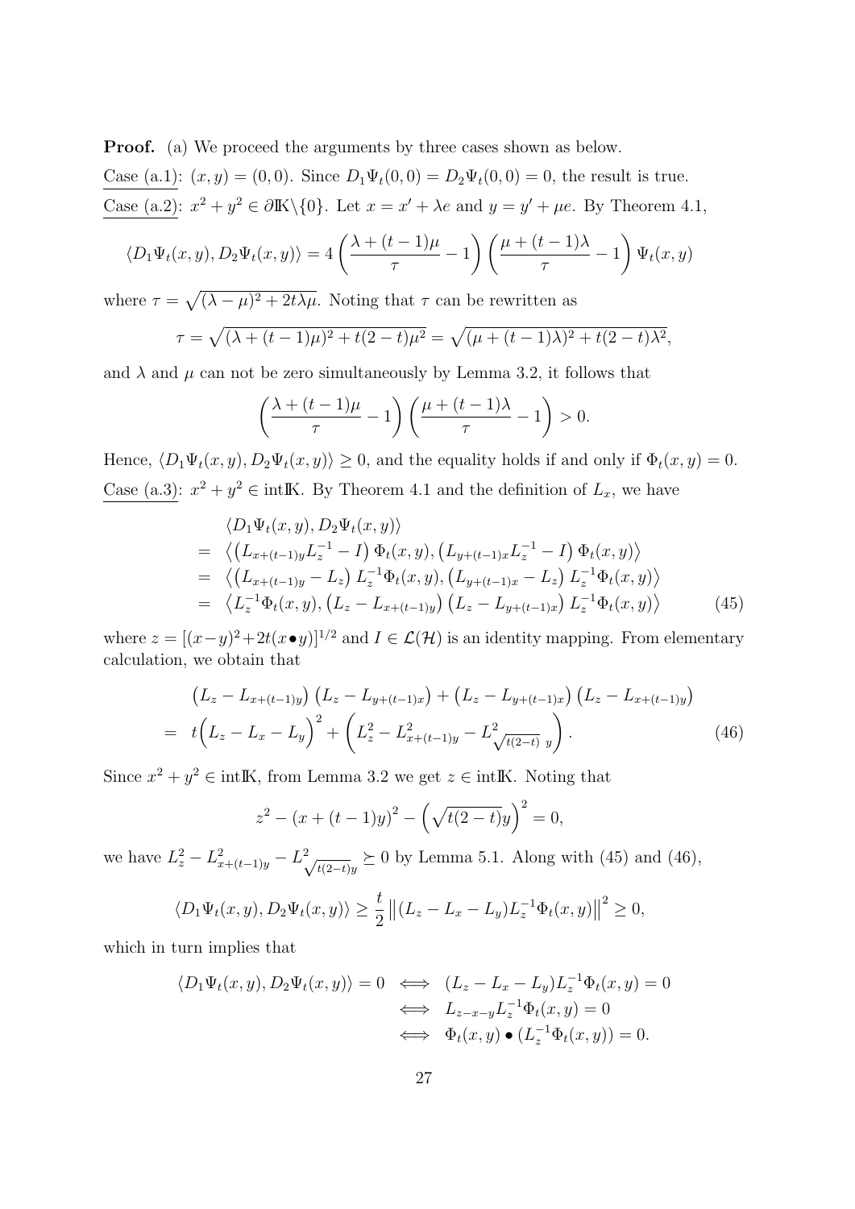**Proof.** (a) We proceed the arguments by three cases shown as below.

Case (a.1): $(x,y) = (0,0)$. Since $D_1\Psi_t(0,0) = D_2\Psi_t(0,0) = 0$, the result is true.

Case (a.2): $x^2 + y^2 \in \partial\mathbb{K}\backslash\{0\}$. Let $x = x' + \lambda e$ and $y = y' + \mu e$. By Theorem 4.1,

$$\langle D_1\Psi_t(x,y), D_2\Psi_t(x,y)\rangle = 4\left(\frac{\lambda + (t-1)\mu}{\tau} - 1\right)\left(\frac{\mu + (t-1)\lambda}{\tau} - 1\right)\Psi_t(x,y)$$

where $\tau = \sqrt{(\lambda-\mu)^2 + 2t\lambda\mu}$. Noting that $\tau$ can be rewritten as

$$\tau = \sqrt{(\lambda + (t-1)\mu)^2 + t(2-t)\mu^2} = \sqrt{(\mu + (t-1)\lambda)^2 + t(2-t)\lambda^2},$$

and $\lambda$ and $\mu$ can not be zero simultaneously by Lemma 3.2, it follows that

$$\left(\frac{\lambda + (t-1)\mu}{\tau} - 1\right)\left(\frac{\mu + (t-1)\lambda}{\tau} - 1\right) > 0.$$

Hence, $\langle D_1\Psi_t(x,y), D_2\Psi_t(x,y)\rangle \geq 0$, and the equality holds if and only if $\Phi_t(x,y) = 0$.

Case (a.3): $x^2 + y^2 \in \text{int}\mathbb{K}$. By Theorem 4.1 and the definition of $L_x$, we have

$$\begin{aligned}
&\langle D_1\Psi_t(x,y), D_2\Psi_t(x,y)\rangle \\
=\ & \left\langle \left(L_{x+(t-1)y}L_z^{-1} - I\right)\Phi_t(x,y), \left(L_{y+(t-1)x}L_z^{-1} - I\right)\Phi_t(x,y)\right\rangle \\
=\ & \left\langle \left(L_{x+(t-1)y} - L_z\right)L_z^{-1}\Phi_t(x,y), \left(L_{y+(t-1)x} - L_z\right)L_z^{-1}\Phi_t(x,y)\right\rangle \\
=\ & \left\langle L_z^{-1}\Phi_t(x,y), \left(L_z - L_{x+(t-1)y}\right)\left(L_z - L_{y+(t-1)x}\right)L_z^{-1}\Phi_t(x,y)\right\rangle \qquad (45)
\end{aligned}$$

where $z = [(x-y)^2 + 2t(x \bullet y)]^{1/2}$ and $I \in \mathcal{L}(\mathcal{H})$ is an identity mapping. From elementary calculation, we obtain that

$$\begin{aligned}
&\left(L_z - L_{x+(t-1)y}\right)\left(L_z - L_{y+(t-1)x}\right) + \left(L_z - L_{y+(t-1)x}\right)\left(L_z - L_{x+(t-1)y}\right) \\
=\ & t\Big(L_z - L_x - L_y\Big)^2 + \left(L_z^2 - L_{x+(t-1)y}^2 - L^2_{\sqrt{t(2-t)}\ y}\right). \qquad (46)
\end{aligned}$$

Since $x^2 + y^2 \in \text{int}\mathbb{K}$, from Lemma 3.2 we get $z \in \text{int}\mathbb{K}$. Noting that

$$z^2 - (x + (t-1)y)^2 - \left(\sqrt{t(2-t)}y\right)^2 = 0,$$

we have $L_z^2 - L_{x+(t-1)y}^2 - L^2_{\sqrt{t(2-t)}y} \succeq 0$ by Lemma 5.1. Along with (45) and (46),

$$\langle D_1\Psi_t(x,y), D_2\Psi_t(x,y)\rangle \geq \frac{t}{2}\left\|(L_z - L_x - L_y)L_z^{-1}\Phi_t(x,y)\right\|^2 \geq 0,$$

which in turn implies that

$$\begin{aligned}
\langle D_1\Psi_t(x,y), D_2\Psi_t(x,y)\rangle = 0 \iff\ & (L_z - L_x - L_y)L_z^{-1}\Phi_t(x,y) = 0 \\
\iff\ & L_{z-x-y}L_z^{-1}\Phi_t(x,y) = 0 \\
\iff\ & \Phi_t(x,y) \bullet (L_z^{-1}\Phi_t(x,y)) = 0.
\end{aligned}$$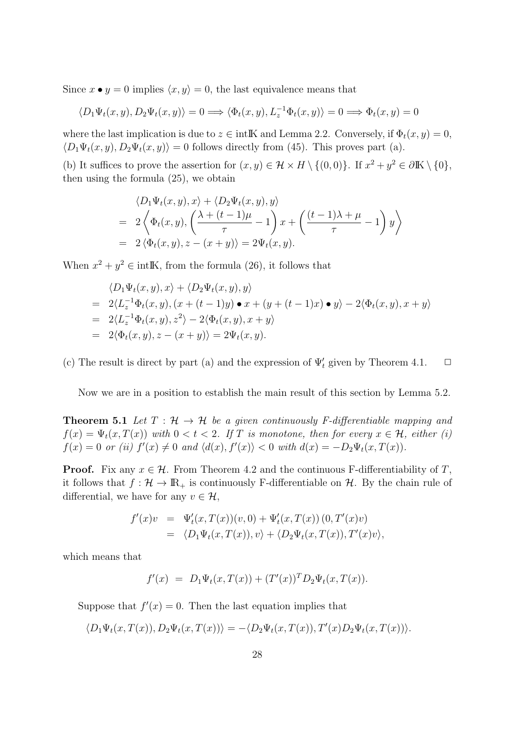Since $x \bullet y = 0$ implies $\langle x, y\rangle = 0$, the last equivalence means that

$$\langle D_1\Psi_t(x,y), D_2\Psi_t(x,y)\rangle = 0 \Longrightarrow \langle \Phi_t(x,y), L_z^{-1}\Phi_t(x,y)\rangle = 0 \Longrightarrow \Phi_t(x,y) = 0$$

where the last implication is due to $z \in \text{int}\mathbb{K}$ and Lemma 2.2. Conversely, if $\Phi_t(x,y) = 0$, $\langle D_1\Psi_t(x,y), D_2\Psi_t(x,y)\rangle = 0$ follows directly from (45). This proves part (a).

(b) It suffices to prove the assertion for $(x,y) \in \mathcal{H} \times H \setminus \{(0,0)\}$. If $x^2 + y^2 \in \partial\mathbb{K} \setminus \{0\}$, then using the formula (25), we obtain

$$\begin{aligned}
&\langle D_1\Psi_t(x,y), x\rangle + \langle D_2\Psi_t(x,y), y\rangle \\
=\;& 2\left\langle \Phi_t(x,y), \left(\frac{\lambda + (t-1)\mu}{\tau} - 1\right)x + \left(\frac{(t-1)\lambda + \mu}{\tau} - 1\right)y\right\rangle \\
=\;& 2\left\langle \Phi_t(x,y), z - (x+y)\right\rangle = 2\Psi_t(x,y).
\end{aligned}$$

When $x^2 + y^2 \in \text{int}\mathbb{K}$, from the formula (26), it follows that

$$\begin{aligned}
&\langle D_1\Psi_t(x,y), x\rangle + \langle D_2\Psi_t(x,y), y\rangle \\
=\;& 2\langle L_z^{-1}\Phi_t(x,y), (x + (t-1)y) \bullet x + (y + (t-1)x) \bullet y\rangle - 2\langle \Phi_t(x,y), x+y\rangle \\
=\;& 2\langle L_z^{-1}\Phi_t(x,y), z^2\rangle - 2\langle \Phi_t(x,y), x+y\rangle \\
=\;& 2\langle \Phi_t(x,y), z - (x+y)\rangle = 2\Psi_t(x,y).
\end{aligned}$$

(c) The result is direct by part (a) and the expression of $\Psi_t'$ given by Theorem 4.1. $\Box$

Now we are in a position to establish the main result of this section by Lemma 5.2.

**Theorem 5.1** *Let $T : \mathcal{H} \to \mathcal{H}$ be a given continuously F-differentiable mapping and $f(x) = \Psi_t(x, T(x))$ with $0 < t < 2$. If $T$ is monotone, then for every $x \in \mathcal{H}$, either (i) $f(x) = 0$ or (ii) $f'(x) \neq 0$ and $\langle d(x), f'(x)\rangle < 0$ with $d(x) = -D_2\Psi_t(x, T(x))$.*

**Proof.** Fix any $x \in \mathcal{H}$. From Theorem 4.2 and the continuous F-differentiability of $T$, it follows that $f : \mathcal{H} \to \mathbb{R}_+$ is continuously F-differentiable on $\mathcal{H}$. By the chain rule of differential, we have for any $v \in \mathcal{H}$,

$$\begin{aligned}
f'(x)v &= \Psi_t'(x, T(x))(v, 0) + \Psi_t'(x, T(x))\,(0, T'(x)v) \\
&= \langle D_1\Psi_t(x, T(x)), v\rangle + \langle D_2\Psi_t(x, T(x)), T'(x)v\rangle,
\end{aligned}$$

which means that

$$f'(x) \;=\; D_1\Psi_t(x, T(x)) + (T'(x))^T D_2\Psi_t(x, T(x)).$$

Suppose that $f'(x) = 0$. Then the last equation implies that

$$\langle D_1\Psi_t(x, T(x)), D_2\Psi_t(x, T(x))\rangle = -\langle D_2\Psi_t(x, T(x)), T'(x)D_2\Psi_t(x, T(x))\rangle.$$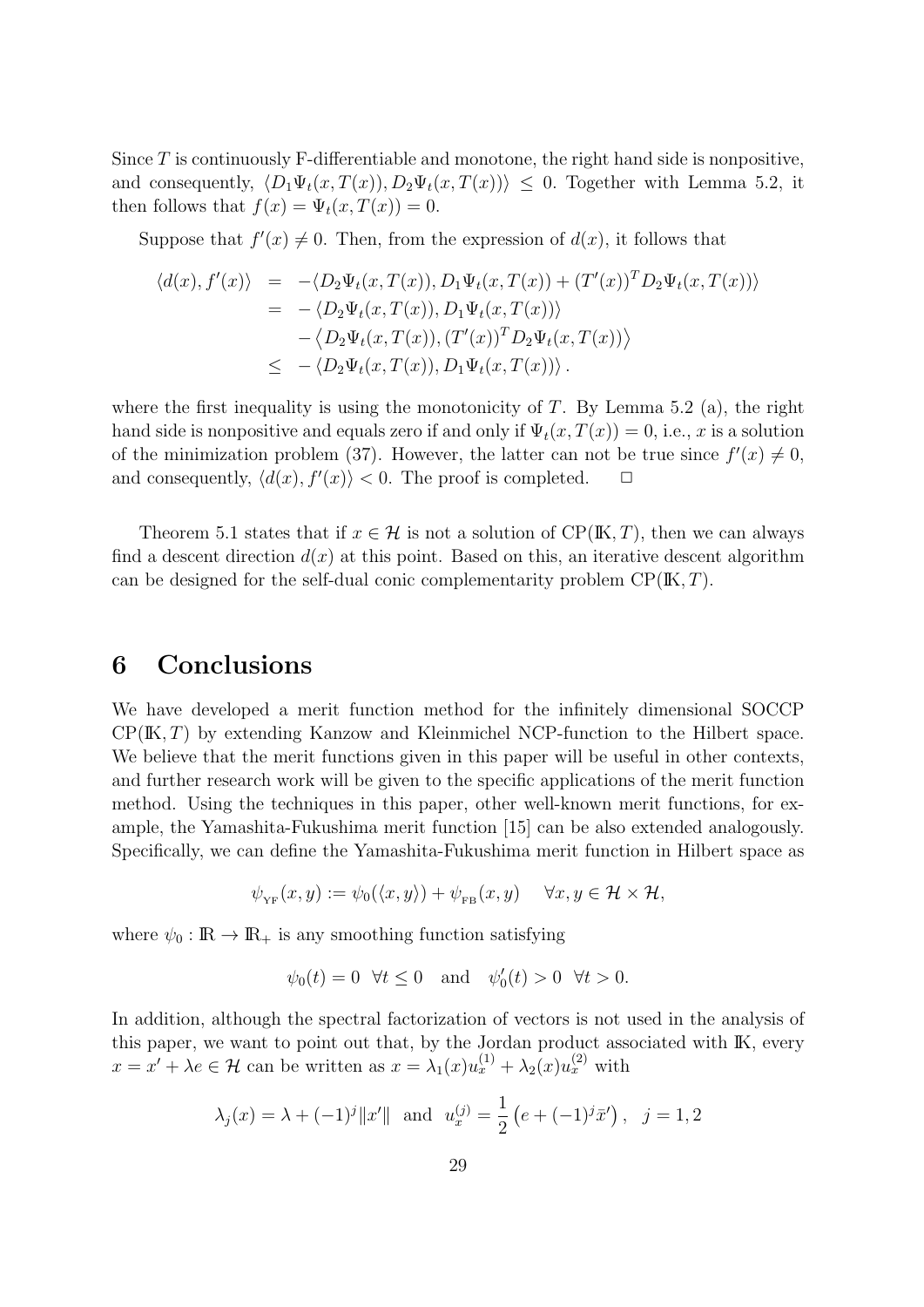Since $T$ is continuously F-differentiable and monotone, the right hand side is nonpositive, and consequently, $\langle D_1\Psi_t(x,T(x)), D_2\Psi_t(x,T(x))\rangle \le 0$. Together with Lemma 5.2, it then follows that $f(x) = \Psi_t(x,T(x)) = 0$.

Suppose that $f'(x) \neq 0$. Then, from the expression of $d(x)$, it follows that

$$
\begin{aligned}
\langle d(x), f'(x)\rangle &= -\langle D_2\Psi_t(x,T(x)), D_1\Psi_t(x,T(x)) + (T'(x))^T D_2\Psi_t(x,T(x))\rangle \\
&= -\langle D_2\Psi_t(x,T(x)), D_1\Psi_t(x,T(x))\rangle \\
&\quad -\left\langle D_2\Psi_t(x,T(x)), (T'(x))^T D_2\Psi_t(x,T(x))\right\rangle \\
&\le -\langle D_2\Psi_t(x,T(x)), D_1\Psi_t(x,T(x))\rangle .
\end{aligned}
$$

where the first inequality is using the monotonicity of $T$. By Lemma 5.2 (a), the right hand side is nonpositive and equals zero if and only if $\Psi_t(x,T(x)) = 0$, i.e., $x$ is a solution of the minimization problem (37). However, the latter can not be true since $f'(x) \neq 0$, and consequently, $\langle d(x), f'(x)\rangle < 0$. The proof is completed. $\Box$

Theorem 5.1 states that if $x \in \mathcal{H}$ is not a solution of $\mathrm{CP}(\mathbb{K}, T)$, then we can always find a descent direction $d(x)$ at this point. Based on this, an iterative descent algorithm can be designed for the self-dual conic complementarity problem $\mathrm{CP}(\mathbb{K}, T)$.

# 6 Conclusions

We have developed a merit function method for the infinitely dimensional SOCCP $\mathrm{CP}(\mathbb{K}, T)$ by extending Kanzow and Kleinmichel NCP-function to the Hilbert space. We believe that the merit functions given in this paper will be useful in other contexts, and further research work will be given to the specific applications of the merit function method. Using the techniques in this paper, other well-known merit functions, for example, the Yamashita-Fukushima merit function [15] can be also extended analogously. Specifically, we can define the Yamashita-Fukushima merit function in Hilbert space as

$$
\psi_{\rm YF}(x,y) := \psi_0(\langle x, y\rangle) + \psi_{\rm FB}(x,y) \quad \forall x, y \in \mathcal{H}\times\mathcal{H},
$$

where $\psi_0 : \mathbb{R} \to \mathbb{R}_+$ is any smoothing function satisfying

$$
\psi_0(t) = 0 \;\; \forall t \le 0 \quad \text{and} \quad \psi_0'(t) > 0 \;\; \forall t > 0.
$$

In addition, although the spectral factorization of vectors is not used in the analysis of this paper, we want to point out that, by the Jordan product associated with $\mathbb{K}$, every $x = x' + \lambda e \in \mathcal{H}$ can be written as $x = \lambda_1(x)u_x^{(1)} + \lambda_2(x)u_x^{(2)}$ with

$$
\lambda_j(x) = \lambda + (-1)^j\|x'\| \;\; \text{and} \;\; u_x^{(j)} = \frac{1}{2}\left(e + (-1)^j \bar{x}'\right), \quad j = 1, 2
$$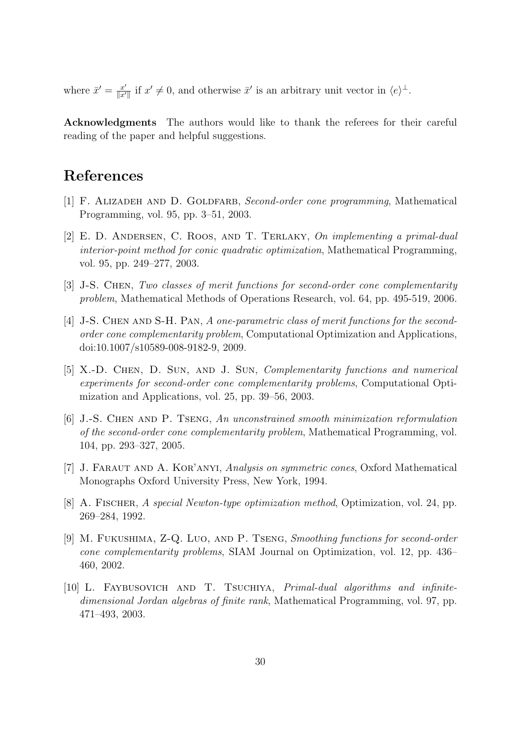where $\bar{x}' = \frac{x'}{\|x'\|}$ if $x' \neq 0$, and otherwise $\bar{x}'$ is an arbitrary unit vector in $\langle e \rangle^{\perp}$.

**Acknowledgments** The authors would like to thank the referees for their careful reading of the paper and helpful suggestions.

# References

[1] F. Alizadeh and D. Goldfarb, *Second-order cone programming*, Mathematical Programming, vol. 95, pp. 3–51, 2003.

[2] E. D. Andersen, C. Roos, and T. Terlaky, *On implementing a primal-dual interior-point method for conic quadratic optimization*, Mathematical Programming, vol. 95, pp. 249–277, 2003.

[3] J-S. Chen, *Two classes of merit functions for second-order cone complementarity problem*, Mathematical Methods of Operations Research, vol. 64, pp. 495-519, 2006.

[4] J-S. Chen and S-H. Pan, *A one-parametric class of merit functions for the second-order cone complementarity problem*, Computational Optimization and Applications, doi:10.1007/s10589-008-9182-9, 2009.

[5] X.-D. Chen, D. Sun, and J. Sun, *Complementarity functions and numerical experiments for second-order cone complementarity problems*, Computational Optimization and Applications, vol. 25, pp. 39–56, 2003.

[6] J.-S. Chen and P. Tseng, *An unconstrained smooth minimization reformulation of the second-order cone complementarity problem*, Mathematical Programming, vol. 104, pp. 293–327, 2005.

[7] J. Faraut and A. Kor'anyi, *Analysis on symmetric cones*, Oxford Mathematical Monographs Oxford University Press, New York, 1994.

[8] A. Fischer, *A special Newton-type optimization method*, Optimization, vol. 24, pp. 269–284, 1992.

[9] M. Fukushima, Z-Q. Luo, and P. Tseng, *Smoothing functions for second-order cone complementarity problems*, SIAM Journal on Optimization, vol. 12, pp. 436–460, 2002.

[10] L. Faybusovich and T. Tsuchiya, *Primal-dual algorithms and infinite-dimensional Jordan algebras of finite rank*, Mathematical Programming, vol. 97, pp. 471–493, 2003.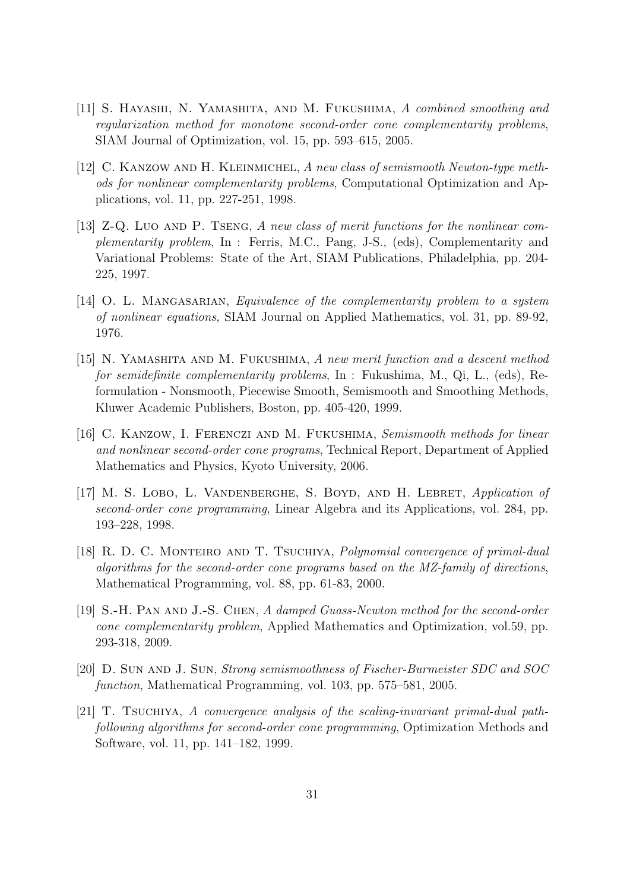[11] S. Hayashi, N. Yamashita, and M. Fukushima, *A combined smoothing and regularization method for monotone second-order cone complementarity problems*, SIAM Journal of Optimization, vol. 15, pp. 593–615, 2005.

[12] C. Kanzow and H. Kleinmichel, *A new class of semismooth Newton-type methods for nonlinear complementarity problems*, Computational Optimization and Applications, vol. 11, pp. 227-251, 1998.

[13] Z-Q. Luo and P. Tseng, *A new class of merit functions for the nonlinear complementarity problem*, In : Ferris, M.C., Pang, J-S., (eds), Complementarity and Variational Problems: State of the Art, SIAM Publications, Philadelphia, pp. 204-225, 1997.

[14] O. L. Mangasarian, *Equivalence of the complementarity problem to a system of nonlinear equations*, SIAM Journal on Applied Mathematics, vol. 31, pp. 89-92, 1976.

[15] N. Yamashita and M. Fukushima, *A new merit function and a descent method for semidefinite complementarity problems*, In : Fukushima, M., Qi, L., (eds), Reformulation - Nonsmooth, Piecewise Smooth, Semismooth and Smoothing Methods, Kluwer Academic Publishers, Boston, pp. 405-420, 1999.

[16] C. Kanzow, I. Ferenczi and M. Fukushima, *Semismooth methods for linear and nonlinear second-order cone programs*, Technical Report, Department of Applied Mathematics and Physics, Kyoto University, 2006.

[17] M. S. Lobo, L. Vandenberghe, S. Boyd, and H. Lebret, *Application of second-order cone programming*, Linear Algebra and its Applications, vol. 284, pp. 193–228, 1998.

[18] R. D. C. Monteiro and T. Tsuchiya, *Polynomial convergence of primal-dual algorithms for the second-order cone programs based on the MZ-family of directions*, Mathematical Programming, vol. 88, pp. 61-83, 2000.

[19] S.-H. Pan and J.-S. Chen, *A damped Guass-Newton method for the second-order cone complementarity problem*, Applied Mathematics and Optimization, vol.59, pp. 293-318, 2009.

[20] D. Sun and J. Sun, *Strong semismoothness of Fischer-Burmeister SDC and SOC function*, Mathematical Programming, vol. 103, pp. 575–581, 2005.

[21] T. Tsuchiya, *A convergence analysis of the scaling-invariant primal-dual path-following algorithms for second-order cone programming*, Optimization Methods and Software, vol. 11, pp. 141–182, 1999.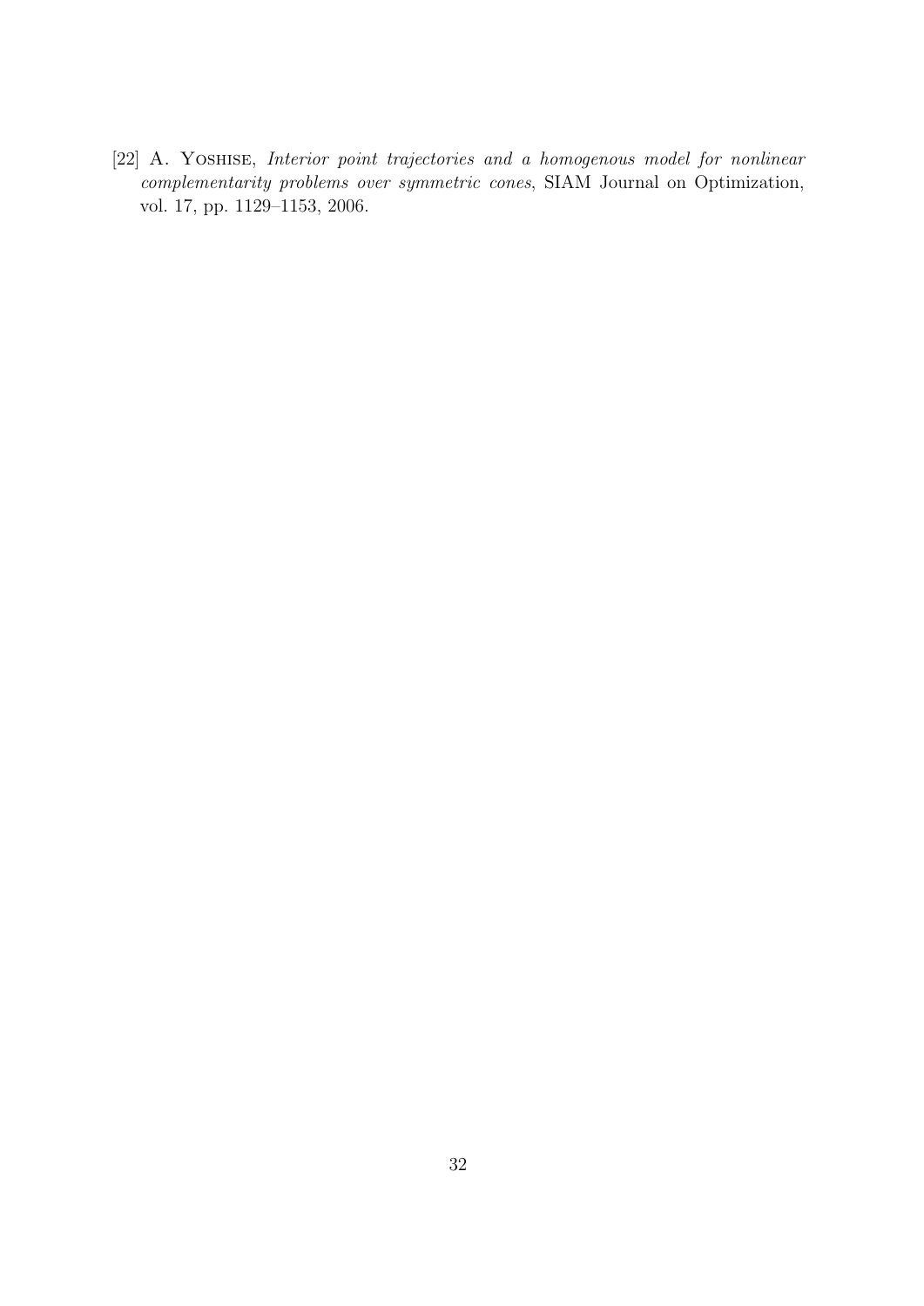[22] A. Yoshise, *Interior point trajectories and a homogenous model for nonlinear complementarity problems over symmetric cones*, SIAM Journal on Optimization, vol. 17, pp. 1129–1153, 2006.